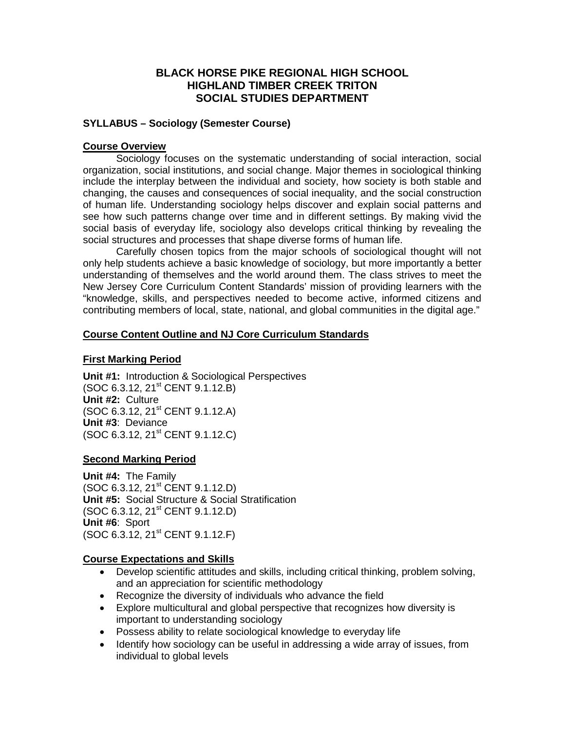# BLACK HORSE PIKE REGIONAL HIGH SCHOOL
# HIGHLAND TIMBER CREEK TRITON
# SOCIAL STUDIES DEPARTMENT

**SYLLABUS – Sociology (Semester Course)**

## Course Overview

Sociology focuses on the systematic understanding of social interaction, social organization, social institutions, and social change. Major themes in sociological thinking include the interplay between the individual and society, how society is both stable and changing, the causes and consequences of social inequality, and the social construction of human life. Understanding sociology helps discover and explain social patterns and see how such patterns change over time and in different settings. By making vivid the social basis of everyday life, sociology also develops critical thinking by revealing the social structures and processes that shape diverse forms of human life.

Carefully chosen topics from the major schools of sociological thought will not only help students achieve a basic knowledge of sociology, but more importantly a better understanding of themselves and the world around them. The class strives to meet the New Jersey Core Curriculum Content Standards' mission of providing learners with the "knowledge, skills, and perspectives needed to become active, informed citizens and contributing members of local, state, national, and global communities in the digital age."

## Course Content Outline and NJ Core Curriculum Standards

### First Marking Period

**Unit #1:** Introduction & Sociological Perspectives
(SOC 6.3.12, 21st CENT 9.1.12.B)
**Unit #2:** Culture
(SOC 6.3.12, 21st CENT 9.1.12.A)
**Unit #3**: Deviance
(SOC 6.3.12, 21st CENT 9.1.12.C)

### Second Marking Period

**Unit #4:** The Family
(SOC 6.3.12, 21st CENT 9.1.12.D)
**Unit #5:** Social Structure & Social Stratification
(SOC 6.3.12, 21st CENT 9.1.12.D)
**Unit #6**: Sport
(SOC 6.3.12, 21st CENT 9.1.12.F)

## Course Expectations and Skills

- Develop scientific attitudes and skills, including critical thinking, problem solving, and an appreciation for scientific methodology
- Recognize the diversity of individuals who advance the field
- Explore multicultural and global perspective that recognizes how diversity is important to understanding sociology
- Possess ability to relate sociological knowledge to everyday life
- Identify how sociology can be useful in addressing a wide array of issues, from individual to global levels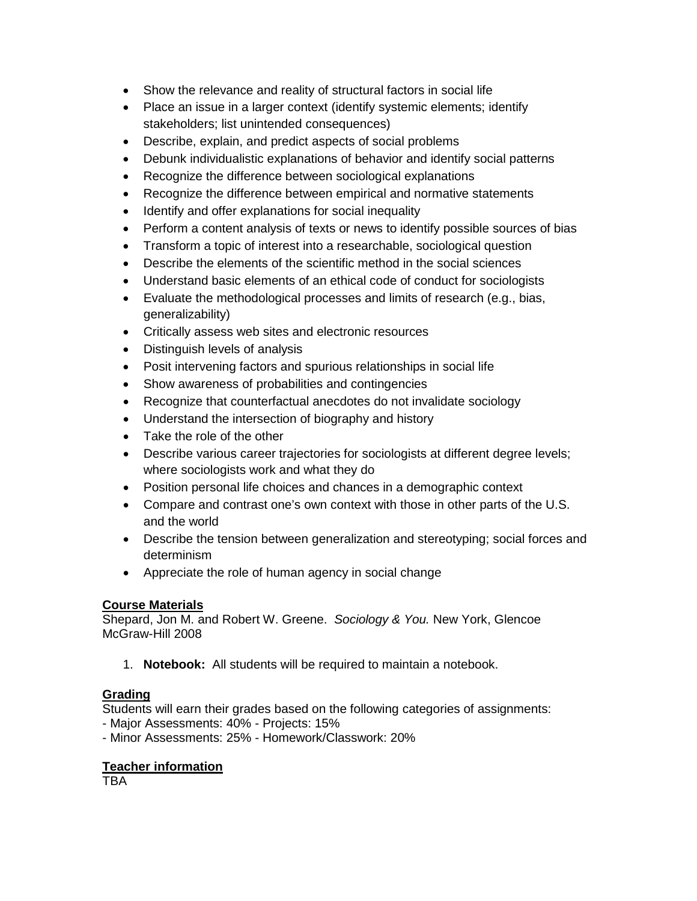- Show the relevance and reality of structural factors in social life
- Place an issue in a larger context (identify systemic elements; identify stakeholders; list unintended consequences)
- Describe, explain, and predict aspects of social problems
- Debunk individualistic explanations of behavior and identify social patterns
- Recognize the difference between sociological explanations
- Recognize the difference between empirical and normative statements
- Identify and offer explanations for social inequality
- Perform a content analysis of texts or news to identify possible sources of bias
- Transform a topic of interest into a researchable, sociological question
- Describe the elements of the scientific method in the social sciences
- Understand basic elements of an ethical code of conduct for sociologists
- Evaluate the methodological processes and limits of research (e.g., bias, generalizability)
- Critically assess web sites and electronic resources
- Distinguish levels of analysis
- Posit intervening factors and spurious relationships in social life
- Show awareness of probabilities and contingencies
- Recognize that counterfactual anecdotes do not invalidate sociology
- Understand the intersection of biography and history
- Take the role of the other
- Describe various career trajectories for sociologists at different degree levels; where sociologists work and what they do
- Position personal life choices and chances in a demographic context
- Compare and contrast one's own context with those in other parts of the U.S. and the world
- Describe the tension between generalization and stereotyping; social forces and determinism
- Appreciate the role of human agency in social change

**Course Materials**

Shepard, Jon M. and Robert W. Greene. *Sociology & You.* New York, Glencoe McGraw-Hill 2008

1. **Notebook:** All students will be required to maintain a notebook.

**Grading**

Students will earn their grades based on the following categories of assignments:

- Major Assessments: 40% - Projects: 15%
- Minor Assessments: 25% - Homework/Classwork: 20%

**Teacher information**

TBA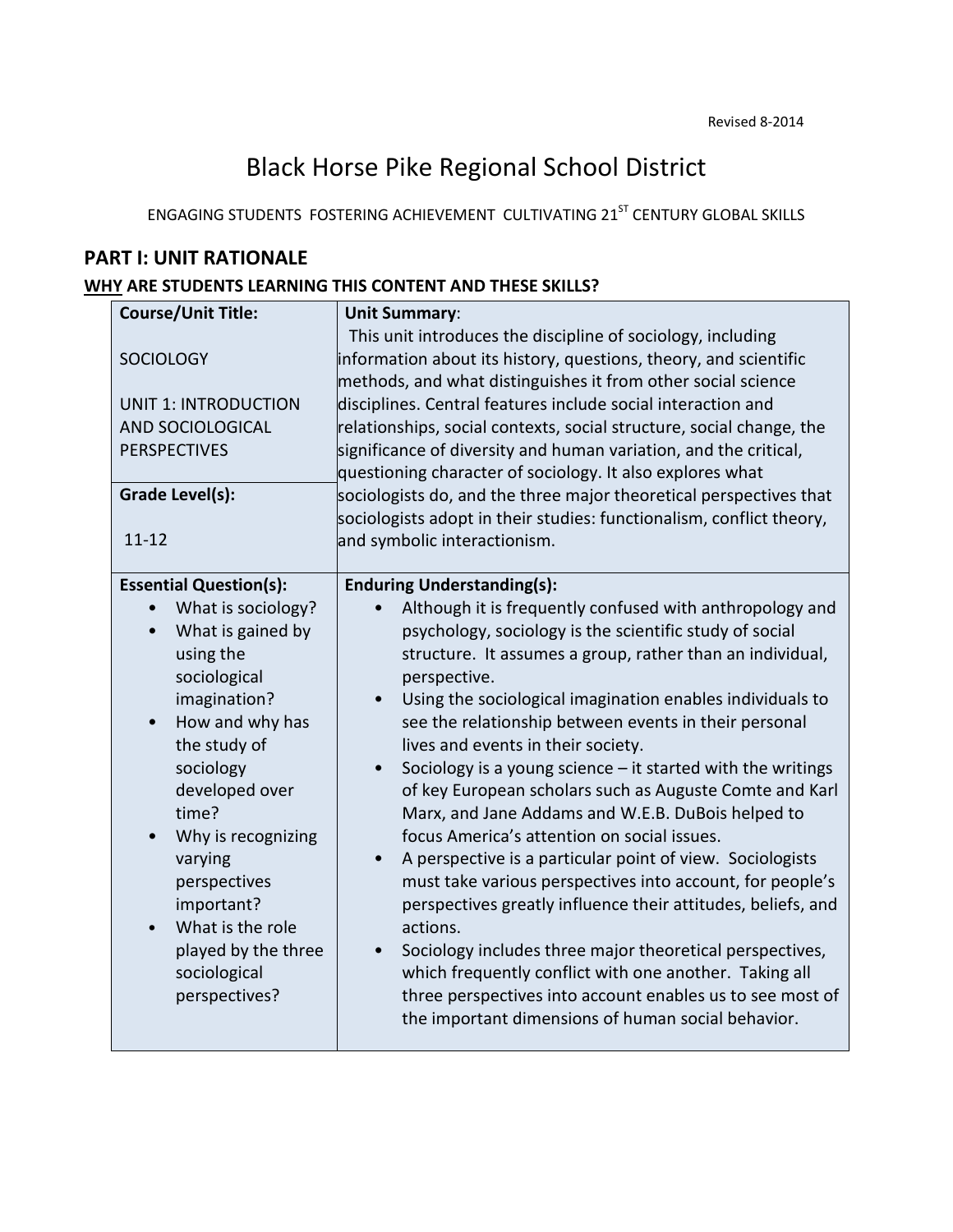Revised 8-2014

# Black Horse Pike Regional School District

ENGAGING STUDENTS FOSTERING ACHIEVEMENT CULTIVATING 21ST CENTURY GLOBAL SKILLS

## PART I: UNIT RATIONALE

### WHY ARE STUDENTS LEARNING THIS CONTENT AND THESE SKILLS?

| **Course/Unit Title:**<br><br>SOCIOLOGY<br><br>UNIT 1: INTRODUCTION AND SOCIOLOGICAL PERSPECTIVES<br><br>**Grade Level(s):**<br><br>11-12 | **Unit Summary**:<br>This unit introduces the discipline of sociology, including information about its history, questions, theory, and scientific methods, and what distinguishes it from other social science disciplines. Central features include social interaction and relationships, social contexts, social structure, social change, the significance of diversity and human variation, and the critical, questioning character of sociology. It also explores what sociologists do, and the three major theoretical perspectives that sociologists adopt in their studies: functionalism, conflict theory, and symbolic interactionism. |
|---|---|
| **Essential Question(s):**<br>• What is sociology?<br>• What is gained by using the sociological imagination?<br>• How and why has the study of sociology developed over time?<br>• Why is recognizing varying perspectives important?<br>• What is the role played by the three sociological perspectives? | **Enduring Understanding(s):**<br>• Although it is frequently confused with anthropology and psychology, sociology is the scientific study of social structure. It assumes a group, rather than an individual, perspective.<br>• Using the sociological imagination enables individuals to see the relationship between events in their personal lives and events in their society.<br>• Sociology is a young science – it started with the writings of key European scholars such as Auguste Comte and Karl Marx, and Jane Addams and W.E.B. DuBois helped to focus America's attention on social issues.<br>• A perspective is a particular point of view. Sociologists must take various perspectives into account, for people's perspectives greatly influence their attitudes, beliefs, and actions.<br>• Sociology includes three major theoretical perspectives, which frequently conflict with one another. Taking all three perspectives into account enables us to see most of the important dimensions of human social behavior. |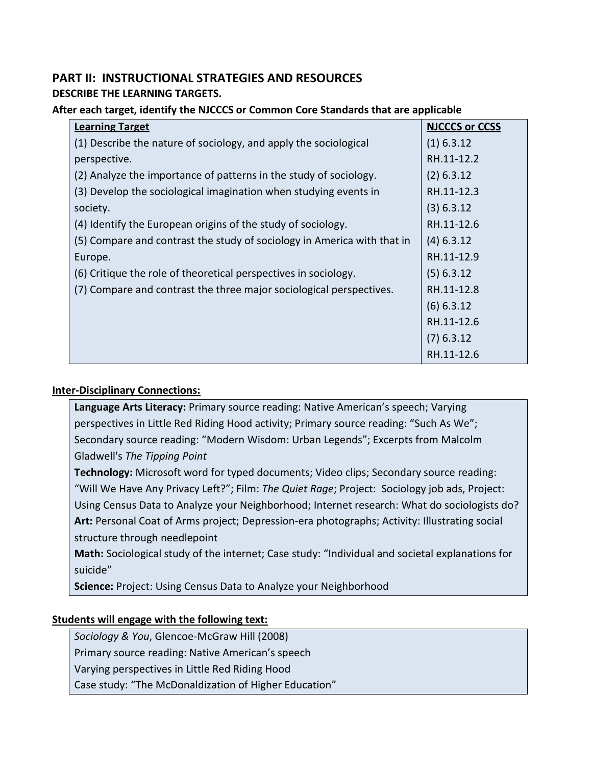## PART II: INSTRUCTIONAL STRATEGIES AND RESOURCES

**DESCRIBE THE LEARNING TARGETS.**

**After each target, identify the NJCCCS or Common Core Standards that are applicable**

| Learning Target | NJCCCS or CCSS |
|---|---|
| (1) Describe the nature of sociology, and apply the sociological perspective. | (1) 6.3.12 RH.11-12.2 |
| (2) Analyze the importance of patterns in the study of sociology. | (2) 6.3.12 RH.11-12.3 |
| (3) Develop the sociological imagination when studying events in society. | (3) 6.3.12 RH.11-12.6 |
| (4) Identify the European origins of the study of sociology. | (4) 6.3.12 RH.11-12.9 |
| (5) Compare and contrast the study of sociology in America with that in Europe. | (5) 6.3.12 RH.11-12.8 |
| (6) Critique the role of theoretical perspectives in sociology. | (6) 6.3.12 RH.11-12.6 |
| (7) Compare and contrast the three major sociological perspectives. | (7) 6.3.12 RH.11-12.6 |

**Inter-Disciplinary Connections:**

**Language Arts Literacy:** Primary source reading: Native American's speech; Varying perspectives in Little Red Riding Hood activity; Primary source reading: "Such As We"; Secondary source reading: "Modern Wisdom: Urban Legends"; Excerpts from Malcolm Gladwell's *The Tipping Point*

**Technology:** Microsoft word for typed documents; Video clips; Secondary source reading: "Will We Have Any Privacy Left?"; Film: *The Quiet Rage*; Project: Sociology job ads, Project: Using Census Data to Analyze your Neighborhood; Internet research: What do sociologists do?

**Art:** Personal Coat of Arms project; Depression-era photographs; Activity: Illustrating social structure through needlepoint

**Math:** Sociological study of the internet; Case study: "Individual and societal explanations for suicide"

**Science:** Project: Using Census Data to Analyze your Neighborhood

**Students will engage with the following text:**

*Sociology & You*, Glencoe-McGraw Hill (2008)

Primary source reading: Native American's speech

Varying perspectives in Little Red Riding Hood

Case study: "The McDonaldization of Higher Education"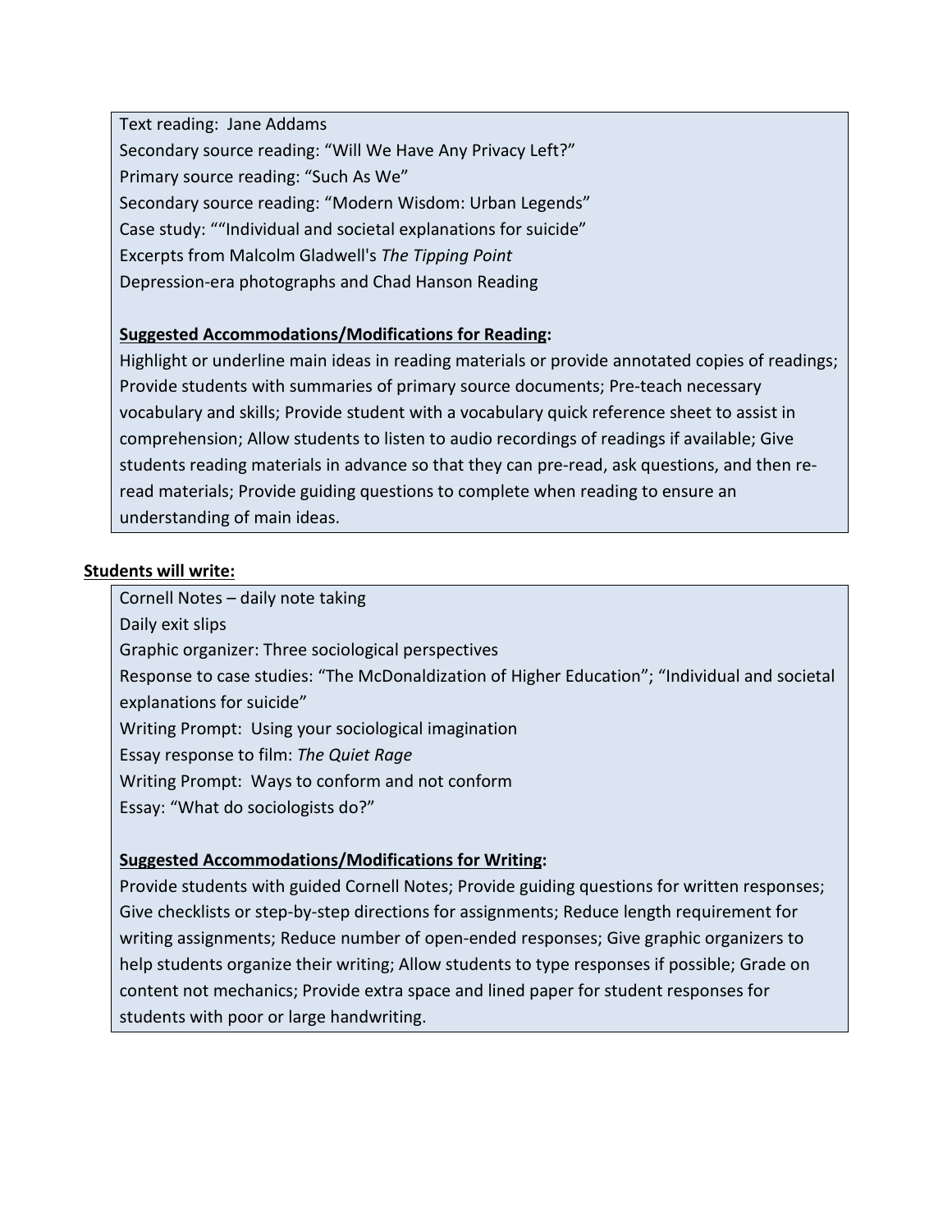Text reading: Jane Addams
Secondary source reading: "Will We Have Any Privacy Left?"
Primary source reading: "Such As We"
Secondary source reading: "Modern Wisdom: Urban Legends"
Case study: ""Individual and societal explanations for suicide"
Excerpts from Malcolm Gladwell's *The Tipping Point*
Depression-era photographs and Chad Hanson Reading

**Suggested Accommodations/Modifications for Reading:**
Highlight or underline main ideas in reading materials or provide annotated copies of readings; Provide students with summaries of primary source documents; Pre-teach necessary vocabulary and skills; Provide student with a vocabulary quick reference sheet to assist in comprehension; Allow students to listen to audio recordings of readings if available; Give students reading materials in advance so that they can pre-read, ask questions, and then re-read materials; Provide guiding questions to complete when reading to ensure an understanding of main ideas.

**Students will write:**

Cornell Notes – daily note taking
Daily exit slips
Graphic organizer: Three sociological perspectives
Response to case studies: "The McDonaldization of Higher Education"; "Individual and societal explanations for suicide"
Writing Prompt: Using your sociological imagination
Essay response to film: *The Quiet Rage*
Writing Prompt: Ways to conform and not conform
Essay: "What do sociologists do?"

**Suggested Accommodations/Modifications for Writing:**
Provide students with guided Cornell Notes; Provide guiding questions for written responses; Give checklists or step-by-step directions for assignments; Reduce length requirement for writing assignments; Reduce number of open-ended responses; Give graphic organizers to help students organize their writing; Allow students to type responses if possible; Grade on content not mechanics; Provide extra space and lined paper for student responses for students with poor or large handwriting.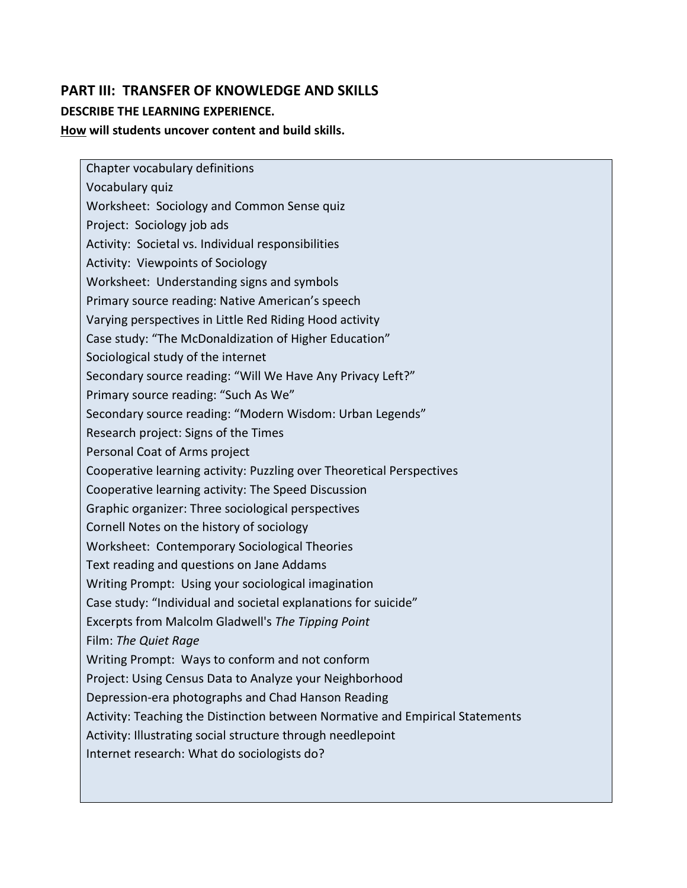## PART III: TRANSFER OF KNOWLEDGE AND SKILLS

**DESCRIBE THE LEARNING EXPERIENCE.**

**How will students uncover content and build skills.**

Chapter vocabulary definitions
Vocabulary quiz
Worksheet: Sociology and Common Sense quiz
Project: Sociology job ads
Activity: Societal vs. Individual responsibilities
Activity: Viewpoints of Sociology
Worksheet: Understanding signs and symbols
Primary source reading: Native American's speech
Varying perspectives in Little Red Riding Hood activity
Case study: "The McDonaldization of Higher Education"
Sociological study of the internet
Secondary source reading: "Will We Have Any Privacy Left?"
Primary source reading: "Such As We"
Secondary source reading: "Modern Wisdom: Urban Legends"
Research project: Signs of the Times
Personal Coat of Arms project
Cooperative learning activity: Puzzling over Theoretical Perspectives
Cooperative learning activity: The Speed Discussion
Graphic organizer: Three sociological perspectives
Cornell Notes on the history of sociology
Worksheet: Contemporary Sociological Theories
Text reading and questions on Jane Addams
Writing Prompt: Using your sociological imagination
Case study: "Individual and societal explanations for suicide"
Excerpts from Malcolm Gladwell's *The Tipping Point*
Film: *The Quiet Rage*
Writing Prompt: Ways to conform and not conform
Project: Using Census Data to Analyze your Neighborhood
Depression-era photographs and Chad Hanson Reading
Activity: Teaching the Distinction between Normative and Empirical Statements
Activity: Illustrating social structure through needlepoint
Internet research: What do sociologists do?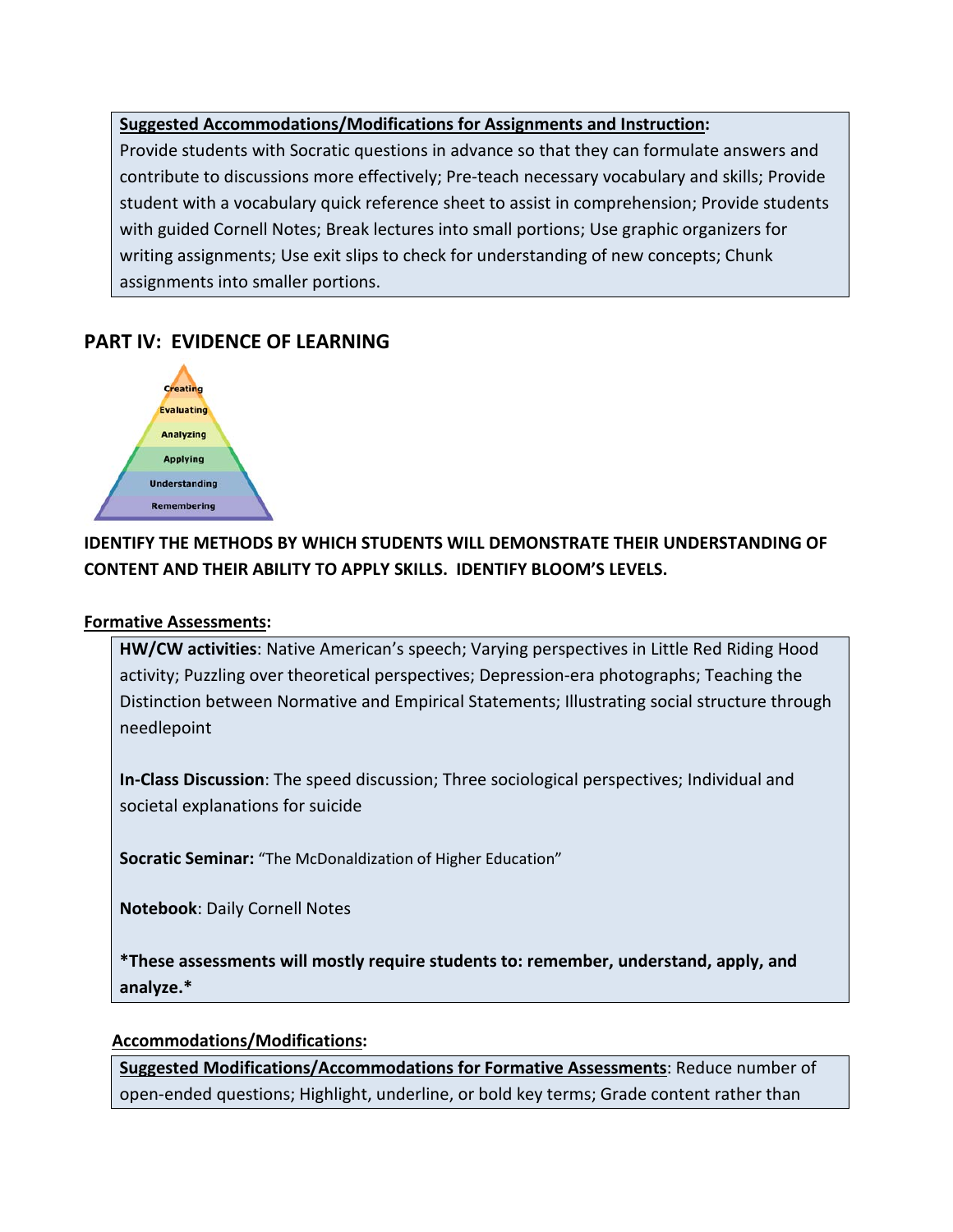**Suggested Accommodations/Modifications for Assignments and Instruction:**
Provide students with Socratic questions in advance so that they can formulate answers and contribute to discussions more effectively; Pre-teach necessary vocabulary and skills; Provide student with a vocabulary quick reference sheet to assist in comprehension; Provide students with guided Cornell Notes; Break lectures into small portions; Use graphic organizers for writing assignments; Use exit slips to check for understanding of new concepts; Chunk assignments into smaller portions.

## PART IV: EVIDENCE OF LEARNING

Creating
Evaluating
Analyzing
Applying
Understanding
Remembering

**IDENTIFY THE METHODS BY WHICH STUDENTS WILL DEMONSTRATE THEIR UNDERSTANDING OF CONTENT AND THEIR ABILITY TO APPLY SKILLS. IDENTIFY BLOOM'S LEVELS.**

**Formative Assessments:**

**HW/CW activities**: Native American's speech; Varying perspectives in Little Red Riding Hood activity; Puzzling over theoretical perspectives; Depression-era photographs; Teaching the Distinction between Normative and Empirical Statements; Illustrating social structure through needlepoint

**In-Class Discussion**: The speed discussion; Three sociological perspectives; Individual and societal explanations for suicide

**Socratic Seminar:** "The McDonaldization of Higher Education"

**Notebook**: Daily Cornell Notes

**\*These assessments will mostly require students to: remember, understand, apply, and analyze.\***

**Accommodations/Modifications:**

**Suggested Modifications/Accommodations for Formative Assessments**: Reduce number of open-ended questions; Highlight, underline, or bold key terms; Grade content rather than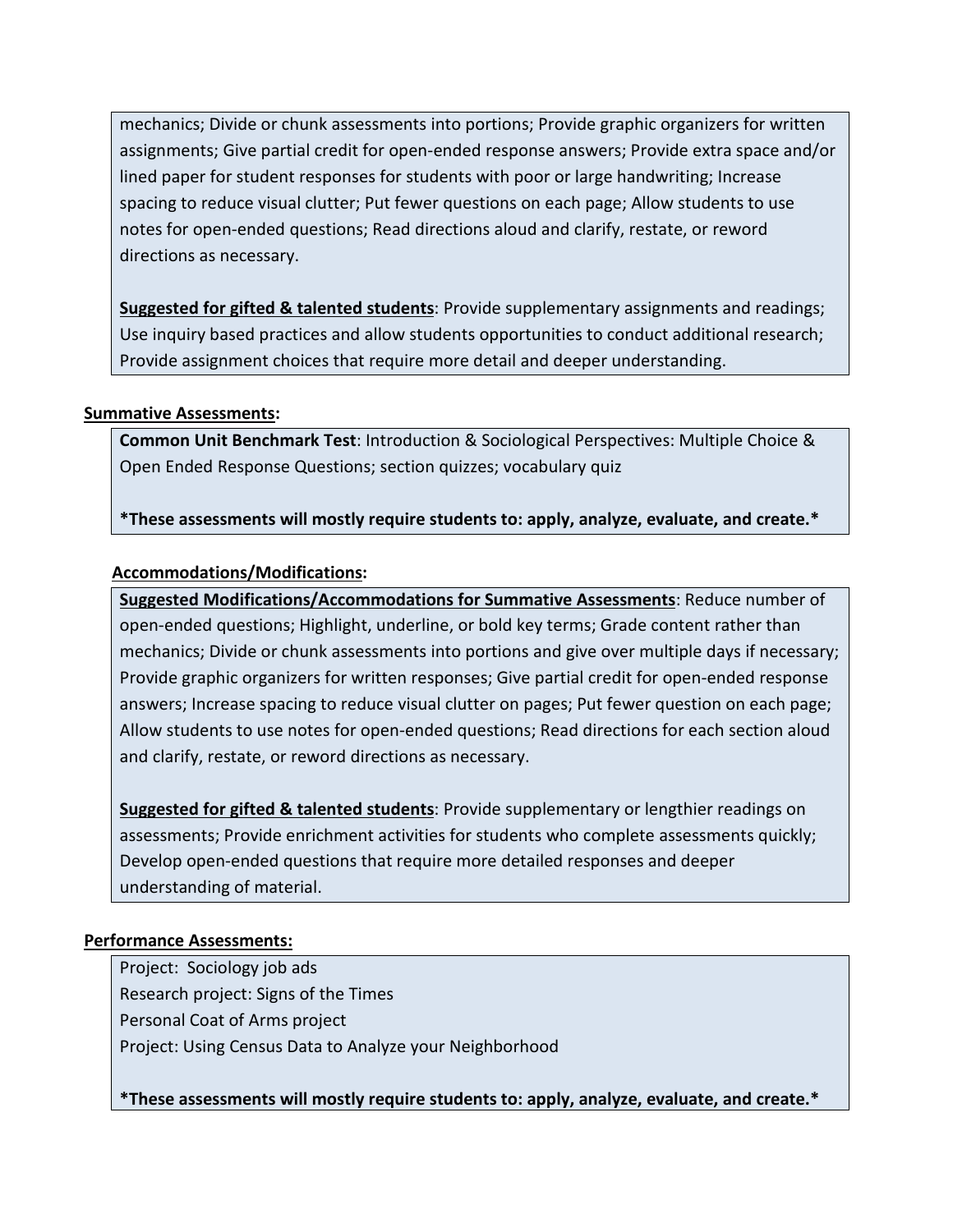mechanics; Divide or chunk assessments into portions; Provide graphic organizers for written assignments; Give partial credit for open-ended response answers; Provide extra space and/or lined paper for student responses for students with poor or large handwriting; Increase spacing to reduce visual clutter; Put fewer questions on each page; Allow students to use notes for open-ended questions; Read directions aloud and clarify, restate, or reword directions as necessary.

**Suggested for gifted & talented students**: Provide supplementary assignments and readings; Use inquiry based practices and allow students opportunities to conduct additional research; Provide assignment choices that require more detail and deeper understanding.

**Summative Assessments:**

**Common Unit Benchmark Test**: Introduction & Sociological Perspectives: Multiple Choice & Open Ended Response Questions; section quizzes; vocabulary quiz

**\*These assessments will mostly require students to: apply, analyze, evaluate, and create.\***

**Accommodations/Modifications:**

**Suggested Modifications/Accommodations for Summative Assessments**: Reduce number of open-ended questions; Highlight, underline, or bold key terms; Grade content rather than mechanics; Divide or chunk assessments into portions and give over multiple days if necessary; Provide graphic organizers for written responses; Give partial credit for open-ended response answers; Increase spacing to reduce visual clutter on pages; Put fewer question on each page; Allow students to use notes for open-ended questions; Read directions for each section aloud and clarify, restate, or reword directions as necessary.

**Suggested for gifted & talented students**: Provide supplementary or lengthier readings on assessments; Provide enrichment activities for students who complete assessments quickly; Develop open-ended questions that require more detailed responses and deeper understanding of material.

**Performance Assessments:**

Project: Sociology job ads
Research project: Signs of the Times
Personal Coat of Arms project
Project: Using Census Data to Analyze your Neighborhood

**\*These assessments will mostly require students to: apply, analyze, evaluate, and create.\***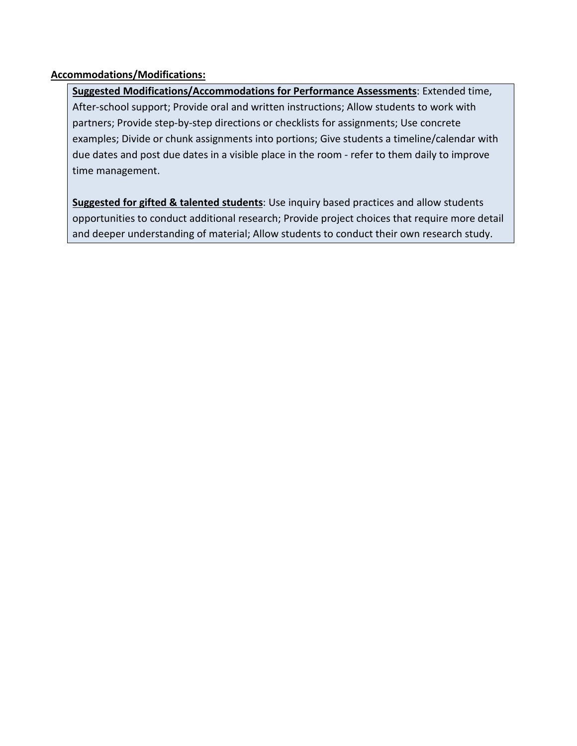**Accommodations/Modifications:**

**Suggested Modifications/Accommodations for Performance Assessments**: Extended time, After-school support; Provide oral and written instructions; Allow students to work with partners; Provide step-by-step directions or checklists for assignments; Use concrete examples; Divide or chunk assignments into portions; Give students a timeline/calendar with due dates and post due dates in a visible place in the room - refer to them daily to improve time management.

**Suggested for gifted & talented students**: Use inquiry based practices and allow students opportunities to conduct additional research; Provide project choices that require more detail and deeper understanding of material; Allow students to conduct their own research study.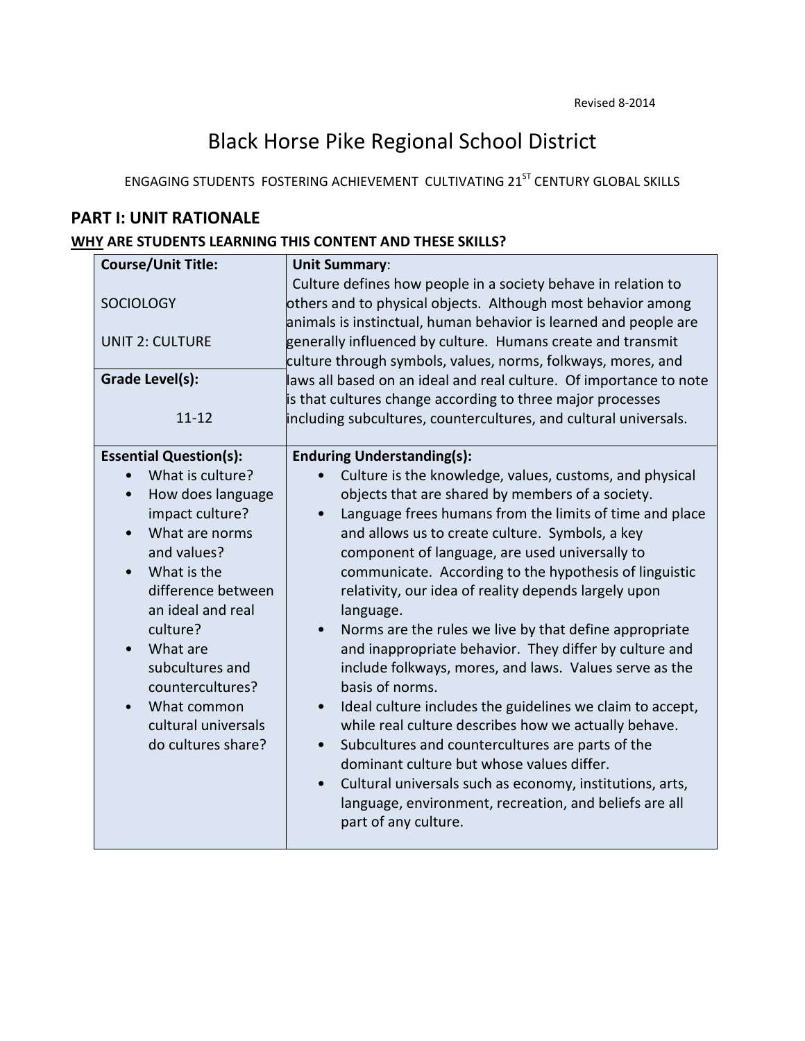Revised 8-2014

# Black Horse Pike Regional School District

ENGAGING STUDENTS FOSTERING ACHIEVEMENT CULTIVATING 21ST CENTURY GLOBAL SKILLS

## PART I: UNIT RATIONALE

### WHY ARE STUDENTS LEARNING THIS CONTENT AND THESE SKILLS?

| Course/Unit Title: | Unit Summary: |
|---|---|
| SOCIOLOGY<br><br>UNIT 2: CULTURE | Culture defines how people in a society behave in relation to others and to physical objects. Although most behavior among animals is instinctual, human behavior is learned and people are generally influenced by culture. Humans create and transmit culture through symbols, values, norms, folkways, mores, and laws all based on an ideal and real culture. Of importance to note is that cultures change according to three major processes including subcultures, countercultures, and cultural universals. |
| **Grade Level(s):**<br><br>11-12 | |
| **Essential Question(s):**<br>• What is culture?<br>• How does language impact culture?<br>• What are norms and values?<br>• What is the difference between an ideal and real culture?<br>• What are subcultures and countercultures?<br>• What common cultural universals do cultures share? | **Enduring Understanding(s):**<br>• Culture is the knowledge, values, customs, and physical objects that are shared by members of a society.<br>• Language frees humans from the limits of time and place and allows us to create culture. Symbols, a key component of language, are used universally to communicate. According to the hypothesis of linguistic relativity, our idea of reality depends largely upon language.<br>• Norms are the rules we live by that define appropriate and inappropriate behavior. They differ by culture and include folkways, mores, and laws. Values serve as the basis of norms.<br>• Ideal culture includes the guidelines we claim to accept, while real culture describes how we actually behave.<br>• Subcultures and countercultures are parts of the dominant culture but whose values differ.<br>• Cultural universals such as economy, institutions, arts, language, environment, recreation, and beliefs are all part of any culture. |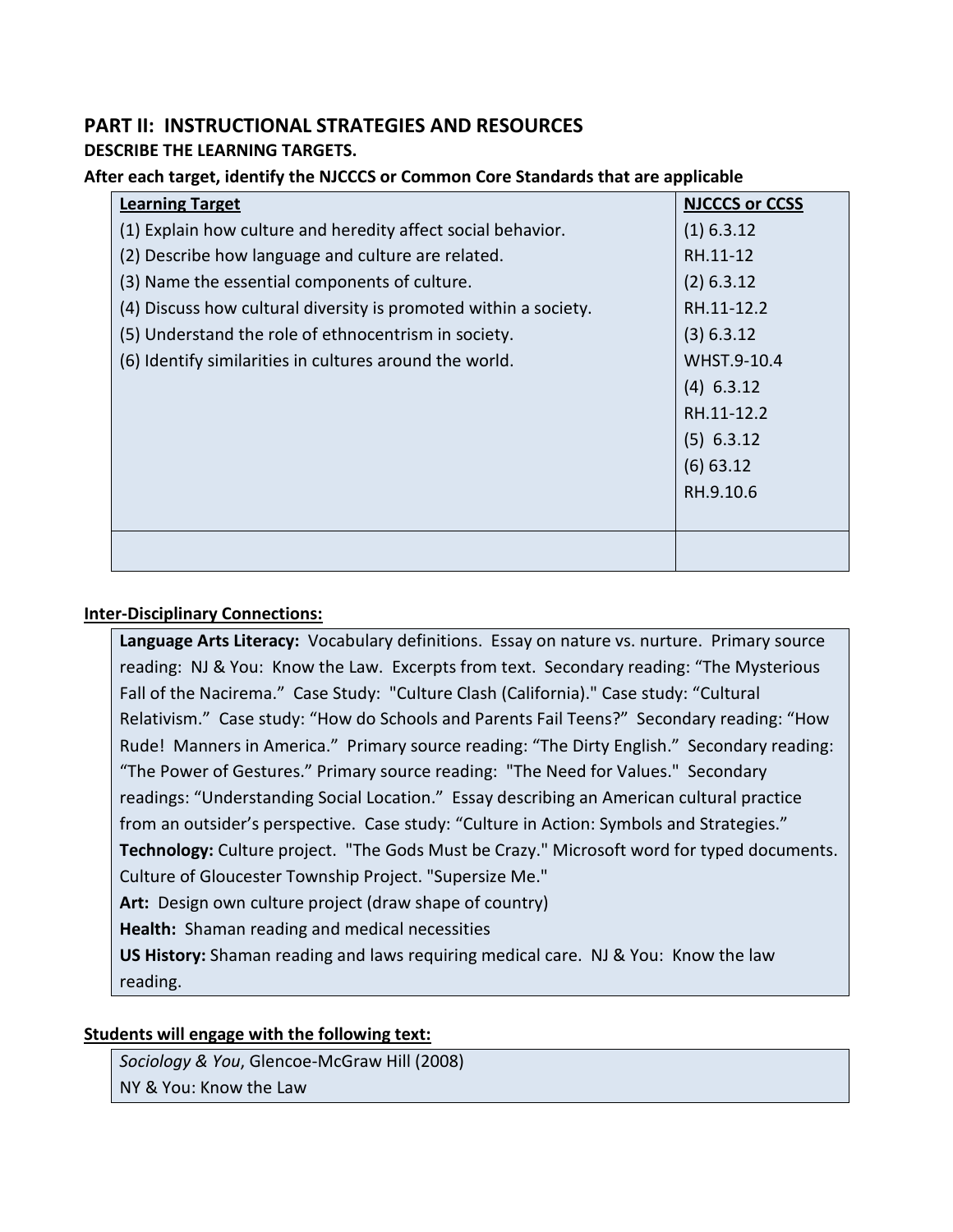## PART II: INSTRUCTIONAL STRATEGIES AND RESOURCES

**DESCRIBE THE LEARNING TARGETS.**

**After each target, identify the NJCCCS or Common Core Standards that are applicable**

| **Learning Target** | **NJCCCS or CCSS** |
|---|---|
| (1) Explain how culture and heredity affect social behavior.<br>(2) Describe how language and culture are related.<br>(3) Name the essential components of culture.<br>(4) Discuss how cultural diversity is promoted within a society.<br>(5) Understand the role of ethnocentrism in society.<br>(6) Identify similarities in cultures around the world. | (1) 6.3.12<br>RH.11-12<br>(2) 6.3.12<br>RH.11-12.2<br>(3) 6.3.12<br>WHST.9-10.4<br>(4) 6.3.12<br>RH.11-12.2<br>(5) 6.3.12<br>(6) 63.12<br>RH.9.10.6 |
| | |

**Inter-Disciplinary Connections:**

**Language Arts Literacy:** Vocabulary definitions. Essay on nature vs. nurture. Primary source reading: NJ & You: Know the Law. Excerpts from text. Secondary reading: "The Mysterious Fall of the Nacirema." Case Study: "Culture Clash (California)." Case study: "Cultural Relativism." Case study: "How do Schools and Parents Fail Teens?" Secondary reading: "How Rude! Manners in America." Primary source reading: "The Dirty English." Secondary reading: "The Power of Gestures." Primary source reading: "The Need for Values." Secondary readings: "Understanding Social Location." Essay describing an American cultural practice from an outsider's perspective. Case study: "Culture in Action: Symbols and Strategies."
**Technology:** Culture project. "The Gods Must be Crazy." Microsoft word for typed documents. Culture of Gloucester Township Project. "Supersize Me."
**Art:** Design own culture project (draw shape of country)
**Health:** Shaman reading and medical necessities
**US History:** Shaman reading and laws requiring medical care. NJ & You: Know the law reading.

**Students will engage with the following text:**

*Sociology & You*, Glencoe-McGraw Hill (2008)
NY & You: Know the Law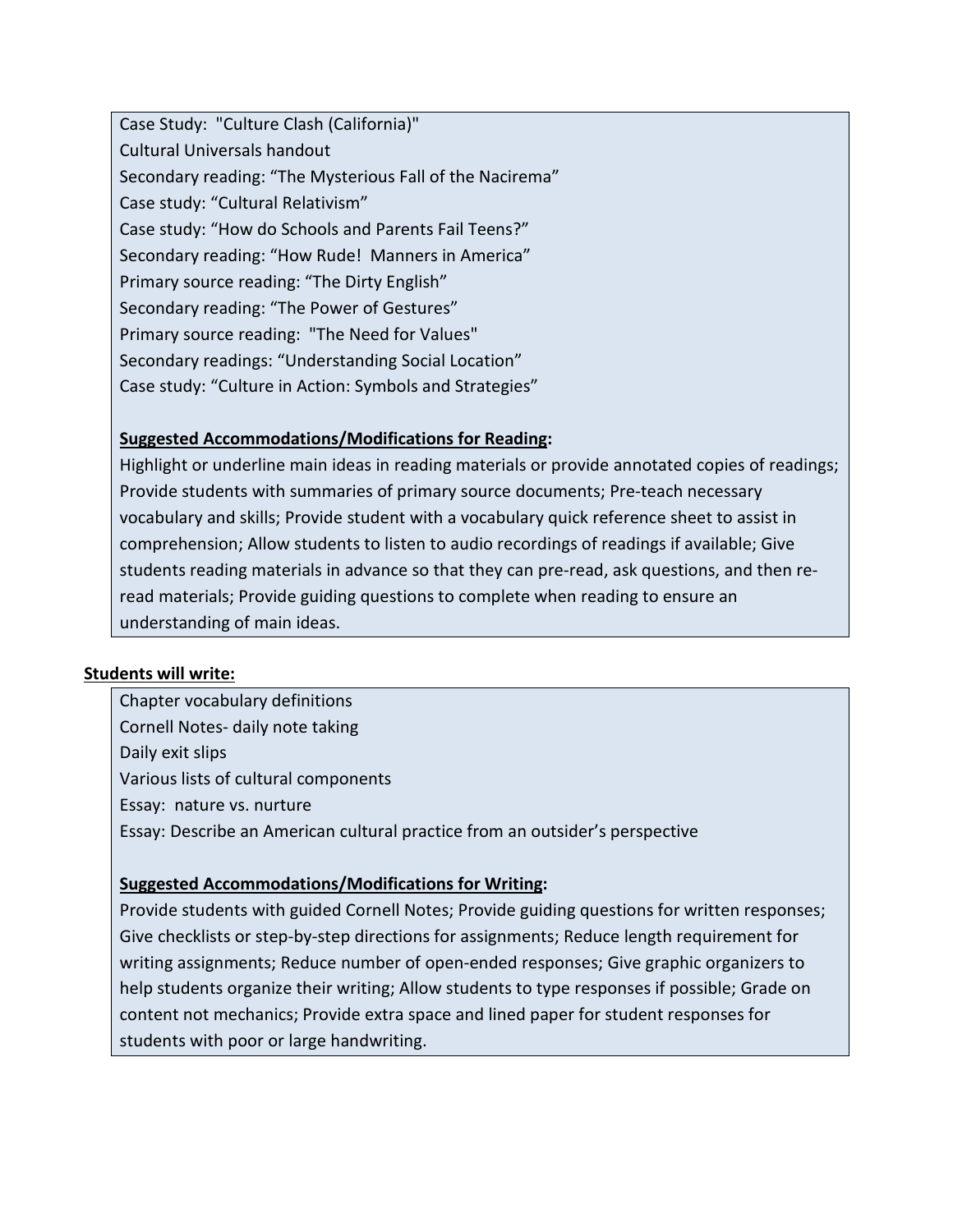Case Study: "Culture Clash (California)"
Cultural Universals handout
Secondary reading: "The Mysterious Fall of the Nacirema"
Case study: "Cultural Relativism"
Case study: "How do Schools and Parents Fail Teens?"
Secondary reading: "How Rude! Manners in America"
Primary source reading: "The Dirty English"
Secondary reading: "The Power of Gestures"
Primary source reading: "The Need for Values"
Secondary readings: "Understanding Social Location"
Case study: "Culture in Action: Symbols and Strategies"

**Suggested Accommodations/Modifications for Reading:**
Highlight or underline main ideas in reading materials or provide annotated copies of readings; Provide students with summaries of primary source documents; Pre-teach necessary vocabulary and skills; Provide student with a vocabulary quick reference sheet to assist in comprehension; Allow students to listen to audio recordings of readings if available; Give students reading materials in advance so that they can pre-read, ask questions, and then re-read materials; Provide guiding questions to complete when reading to ensure an understanding of main ideas.

**Students will write:**

Chapter vocabulary definitions
Cornell Notes- daily note taking
Daily exit slips
Various lists of cultural components
Essay: nature vs. nurture
Essay: Describe an American cultural practice from an outsider's perspective

**Suggested Accommodations/Modifications for Writing:**
Provide students with guided Cornell Notes; Provide guiding questions for written responses; Give checklists or step-by-step directions for assignments; Reduce length requirement for writing assignments; Reduce number of open-ended responses; Give graphic organizers to help students organize their writing; Allow students to type responses if possible; Grade on content not mechanics; Provide extra space and lined paper for student responses for students with poor or large handwriting.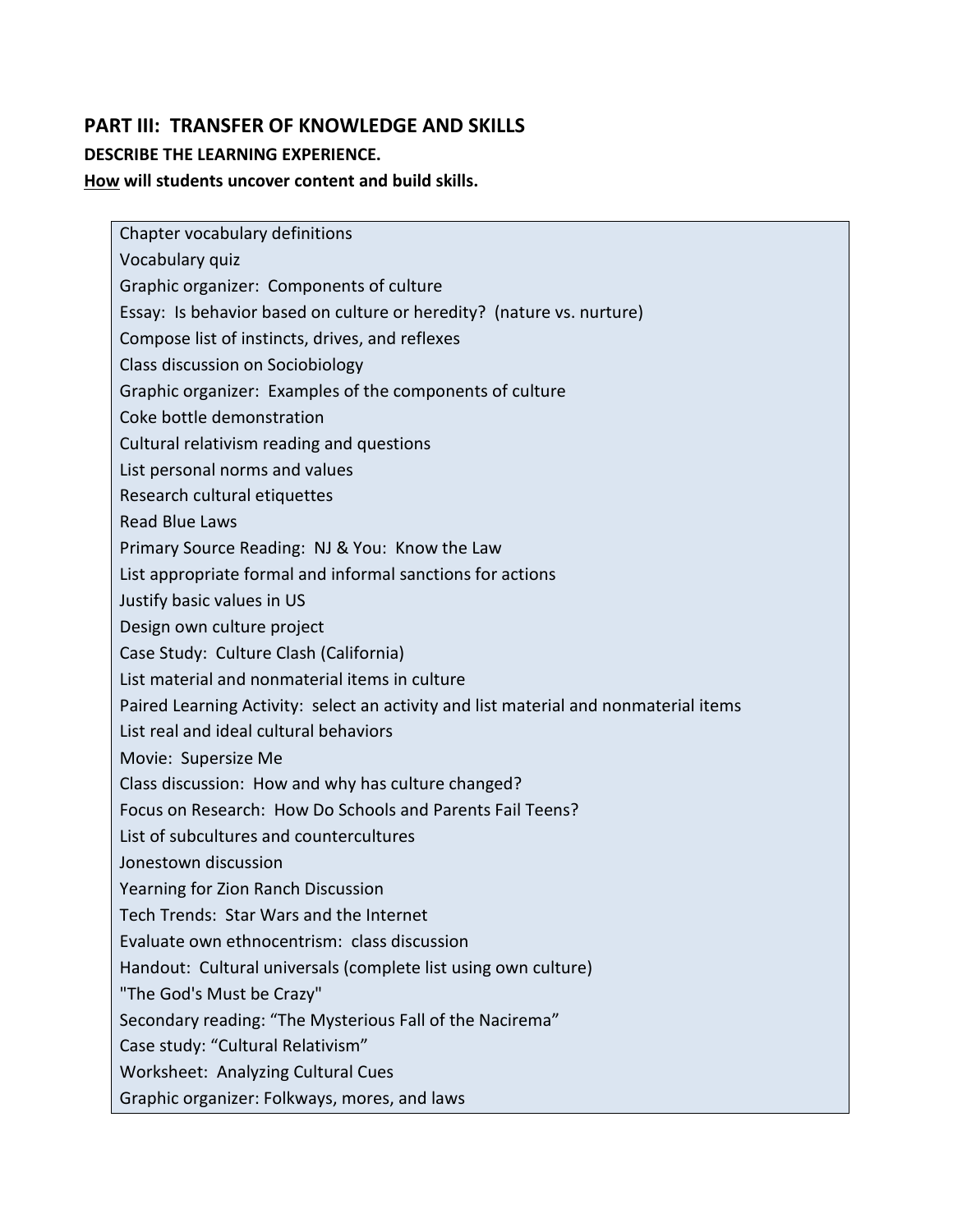## PART III: TRANSFER OF KNOWLEDGE AND SKILLS

**DESCRIBE THE LEARNING EXPERIENCE.**

**<u>How</u> will students uncover content and build skills.**

Chapter vocabulary definitions
Vocabulary quiz
Graphic organizer: Components of culture
Essay: Is behavior based on culture or heredity? (nature vs. nurture)
Compose list of instincts, drives, and reflexes
Class discussion on Sociobiology
Graphic organizer: Examples of the components of culture
Coke bottle demonstration
Cultural relativism reading and questions
List personal norms and values
Research cultural etiquettes
Read Blue Laws
Primary Source Reading: NJ & You: Know the Law
List appropriate formal and informal sanctions for actions
Justify basic values in US
Design own culture project
Case Study: Culture Clash (California)
List material and nonmaterial items in culture
Paired Learning Activity: select an activity and list material and nonmaterial items
List real and ideal cultural behaviors
Movie: Supersize Me
Class discussion: How and why has culture changed?
Focus on Research: How Do Schools and Parents Fail Teens?
List of subcultures and countercultures
Jonestown discussion
Yearning for Zion Ranch Discussion
Tech Trends: Star Wars and the Internet
Evaluate own ethnocentrism: class discussion
Handout: Cultural universals (complete list using own culture)
"The God's Must be Crazy"
Secondary reading: "The Mysterious Fall of the Nacirema"
Case study: "Cultural Relativism"
Worksheet: Analyzing Cultural Cues
Graphic organizer: Folkways, mores, and laws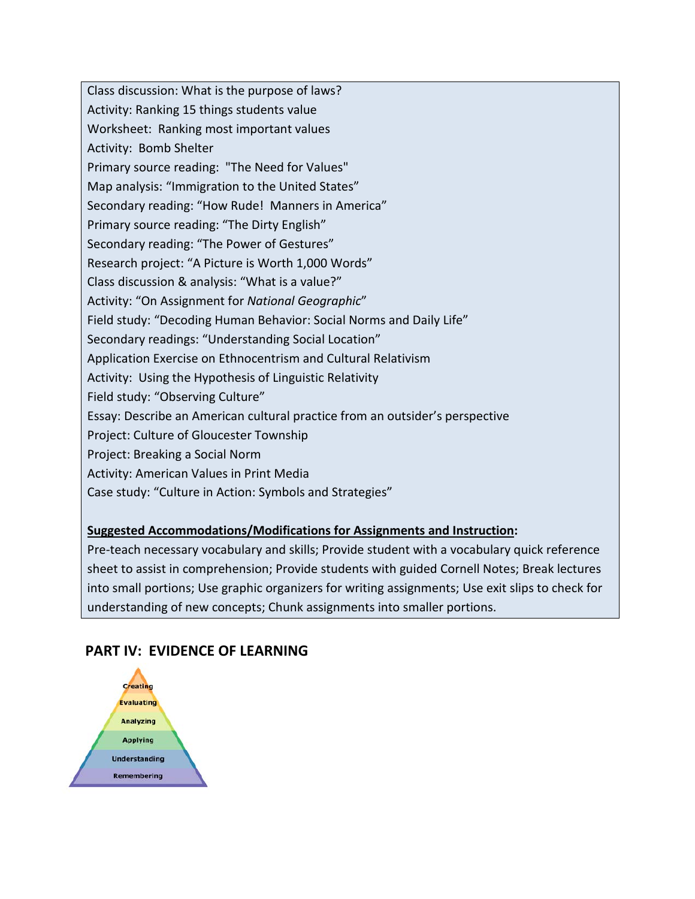Class discussion: What is the purpose of laws?
Activity: Ranking 15 things students value
Worksheet: Ranking most important values
Activity: Bomb Shelter
Primary source reading: "The Need for Values"
Map analysis: "Immigration to the United States"
Secondary reading: "How Rude! Manners in America"
Primary source reading: "The Dirty English"
Secondary reading: "The Power of Gestures"
Research project: "A Picture is Worth 1,000 Words"
Class discussion & analysis: "What is a value?"
Activity: "On Assignment for *National Geographic*"
Field study: "Decoding Human Behavior: Social Norms and Daily Life"
Secondary readings: "Understanding Social Location"
Application Exercise on Ethnocentrism and Cultural Relativism
Activity: Using the Hypothesis of Linguistic Relativity
Field study: "Observing Culture"
Essay: Describe an American cultural practice from an outsider's perspective
Project: Culture of Gloucester Township
Project: Breaking a Social Norm
Activity: American Values in Print Media
Case study: "Culture in Action: Symbols and Strategies"

**Suggested Accommodations/Modifications for Assignments and Instruction:**
Pre-teach necessary vocabulary and skills; Provide student with a vocabulary quick reference sheet to assist in comprehension; Provide students with guided Cornell Notes; Break lectures into small portions; Use graphic organizers for writing assignments; Use exit slips to check for understanding of new concepts; Chunk assignments into smaller portions.

## PART IV: EVIDENCE OF LEARNING

Creating
Evaluating
Analyzing
Applying
Understanding
Remembering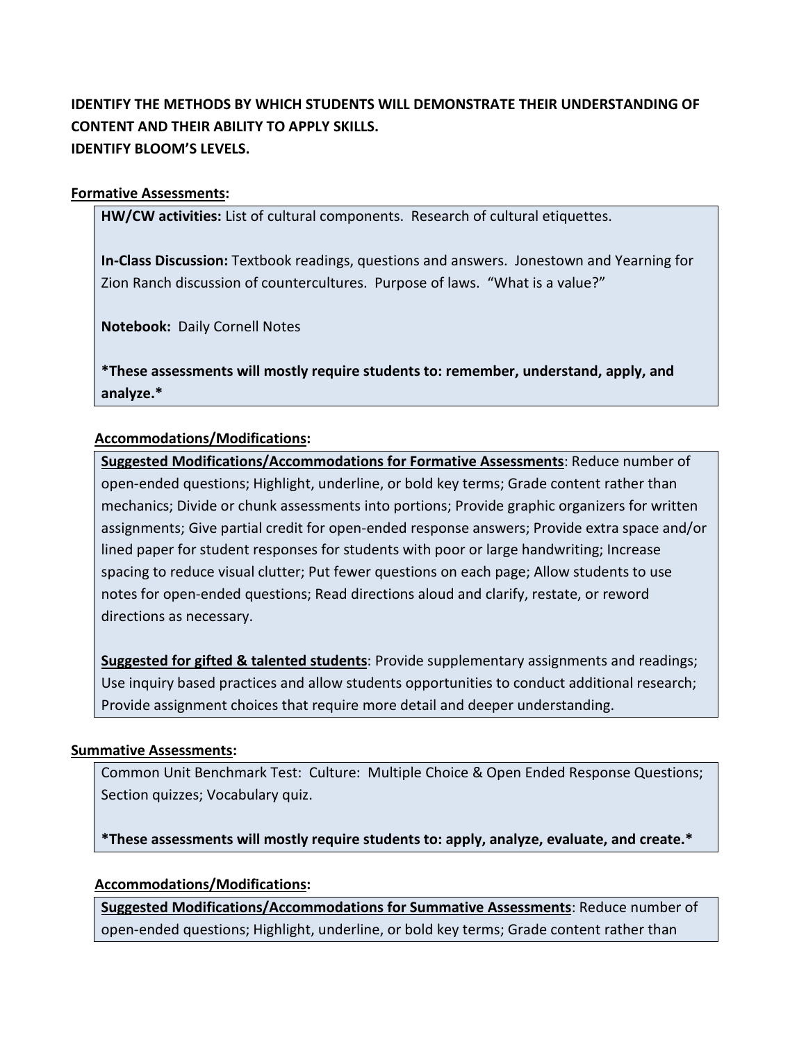**IDENTIFY THE METHODS BY WHICH STUDENTS WILL DEMONSTRATE THEIR UNDERSTANDING OF CONTENT AND THEIR ABILITY TO APPLY SKILLS.**
**IDENTIFY BLOOM'S LEVELS.**

**Formative Assessments:**

**HW/CW activities:** List of cultural components. Research of cultural etiquettes.

**In-Class Discussion:** Textbook readings, questions and answers. Jonestown and Yearning for Zion Ranch discussion of countercultures. Purpose of laws. "What is a value?"

**Notebook:** Daily Cornell Notes

***These assessments will mostly require students to: remember, understand, apply, and analyze.***

**Accommodations/Modifications:**

**Suggested Modifications/Accommodations for Formative Assessments**: Reduce number of open-ended questions; Highlight, underline, or bold key terms; Grade content rather than mechanics; Divide or chunk assessments into portions; Provide graphic organizers for written assignments; Give partial credit for open-ended response answers; Provide extra space and/or lined paper for student responses for students with poor or large handwriting; Increase spacing to reduce visual clutter; Put fewer questions on each page; Allow students to use notes for open-ended questions; Read directions aloud and clarify, restate, or reword directions as necessary.

**Suggested for gifted & talented students**: Provide supplementary assignments and readings; Use inquiry based practices and allow students opportunities to conduct additional research; Provide assignment choices that require more detail and deeper understanding.

**Summative Assessments:**

Common Unit Benchmark Test: Culture: Multiple Choice & Open Ended Response Questions; Section quizzes; Vocabulary quiz.

***These assessments will mostly require students to: apply, analyze, evaluate, and create.***

**Accommodations/Modifications:**

**Suggested Modifications/Accommodations for Summative Assessments**: Reduce number of open-ended questions; Highlight, underline, or bold key terms; Grade content rather than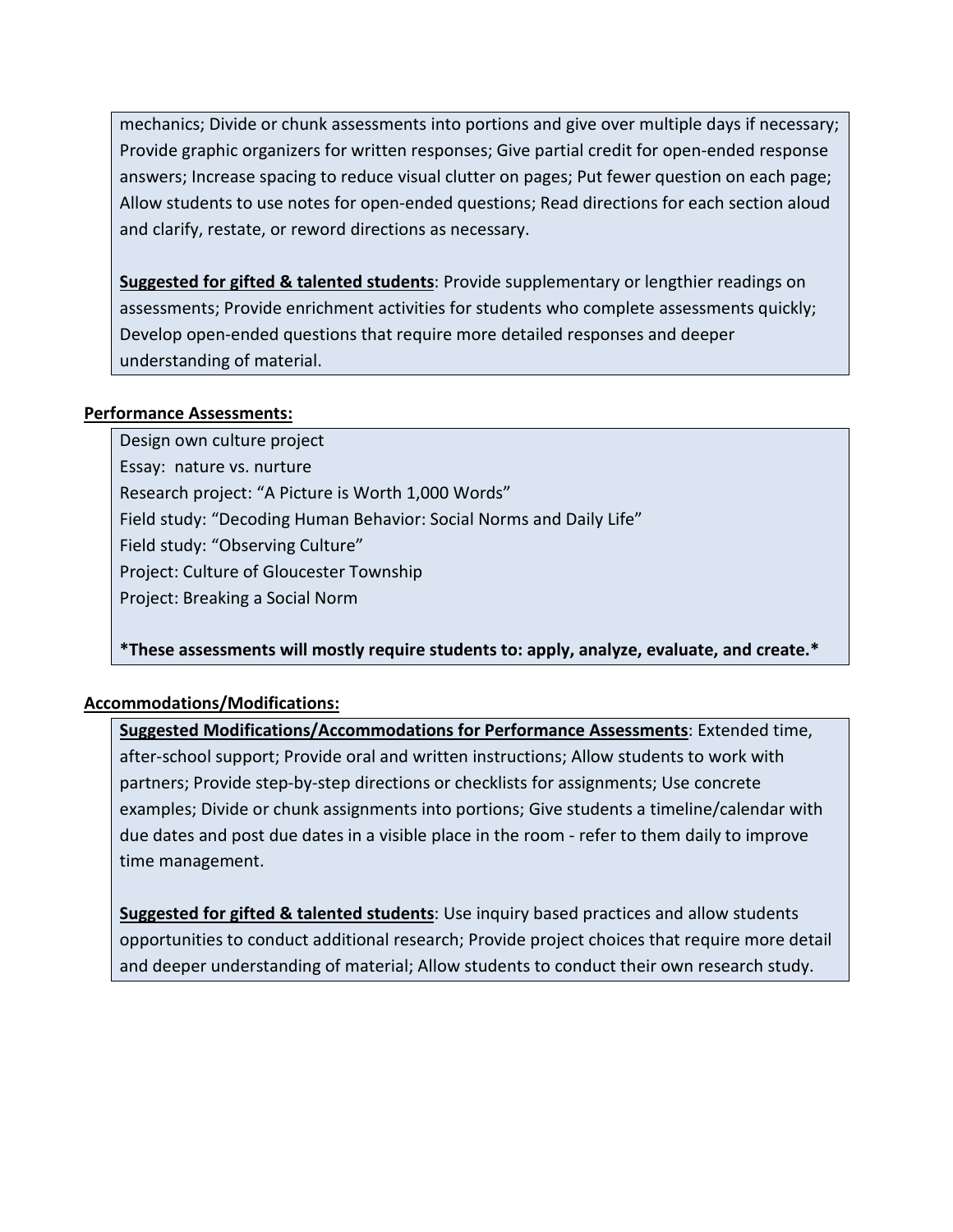mechanics; Divide or chunk assessments into portions and give over multiple days if necessary; Provide graphic organizers for written responses; Give partial credit for open-ended response answers; Increase spacing to reduce visual clutter on pages; Put fewer question on each page; Allow students to use notes for open-ended questions; Read directions for each section aloud and clarify, restate, or reword directions as necessary.

**Suggested for gifted & talented students**: Provide supplementary or lengthier readings on assessments; Provide enrichment activities for students who complete assessments quickly; Develop open-ended questions that require more detailed responses and deeper understanding of material.

**Performance Assessments:**

Design own culture project
Essay: nature vs. nurture
Research project: "A Picture is Worth 1,000 Words"
Field study: "Decoding Human Behavior: Social Norms and Daily Life"
Field study: "Observing Culture"
Project: Culture of Gloucester Township
Project: Breaking a Social Norm

**\*These assessments will mostly require students to: apply, analyze, evaluate, and create.\***

**Accommodations/Modifications:**

**Suggested Modifications/Accommodations for Performance Assessments**: Extended time, after-school support; Provide oral and written instructions; Allow students to work with partners; Provide step-by-step directions or checklists for assignments; Use concrete examples; Divide or chunk assignments into portions; Give students a timeline/calendar with due dates and post due dates in a visible place in the room - refer to them daily to improve time management.

**Suggested for gifted & talented students**: Use inquiry based practices and allow students opportunities to conduct additional research; Provide project choices that require more detail and deeper understanding of material; Allow students to conduct their own research study.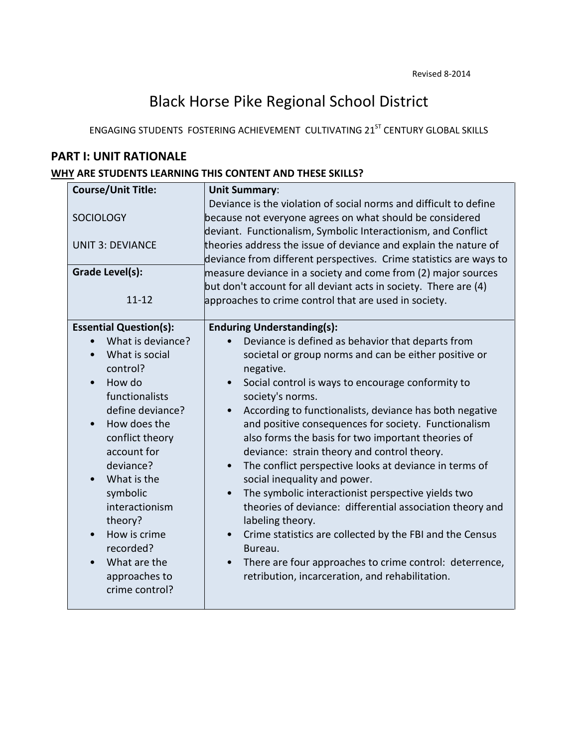Revised 8-2014

# Black Horse Pike Regional School District

ENGAGING STUDENTS FOSTERING ACHIEVEMENT CULTIVATING 21ST CENTURY GLOBAL SKILLS

## PART I: UNIT RATIONALE

### WHY ARE STUDENTS LEARNING THIS CONTENT AND THESE SKILLS?

| **Course/Unit Title:**<br><br>SOCIOLOGY<br><br>UNIT 3: DEVIANCE | **Unit Summary**:<br>Deviance is the violation of social norms and difficult to define because not everyone agrees on what should be considered deviant. Functionalism, Symbolic Interactionism, and Conflict theories address the issue of deviance and explain the nature of deviance from different perspectives. Crime statistics are ways to measure deviance in a society and come from (2) major sources but don't account for all deviant acts in society. There are (4) approaches to crime control that are used in society. |
|---|---|
| **Grade Level(s):**<br><br>11-12 | |
| **Essential Question(s):**<br>• What is deviance?<br>• What is social control?<br>• How do functionalists define deviance?<br>• How does the conflict theory account for deviance?<br>• What is the symbolic interactionism theory?<br>• How is crime recorded?<br>• What are the approaches to crime control? | **Enduring Understanding(s):**<br>• Deviance is defined as behavior that departs from societal or group norms and can be either positive or negative.<br>• Social control is ways to encourage conformity to society's norms.<br>• According to functionalists, deviance has both negative and positive consequences for society. Functionalism also forms the basis for two important theories of deviance: strain theory and control theory.<br>• The conflict perspective looks at deviance in terms of social inequality and power.<br>• The symbolic interactionist perspective yields two theories of deviance: differential association theory and labeling theory.<br>• Crime statistics are collected by the FBI and the Census Bureau.<br>• There are four approaches to crime control: deterrence, retribution, incarceration, and rehabilitation. |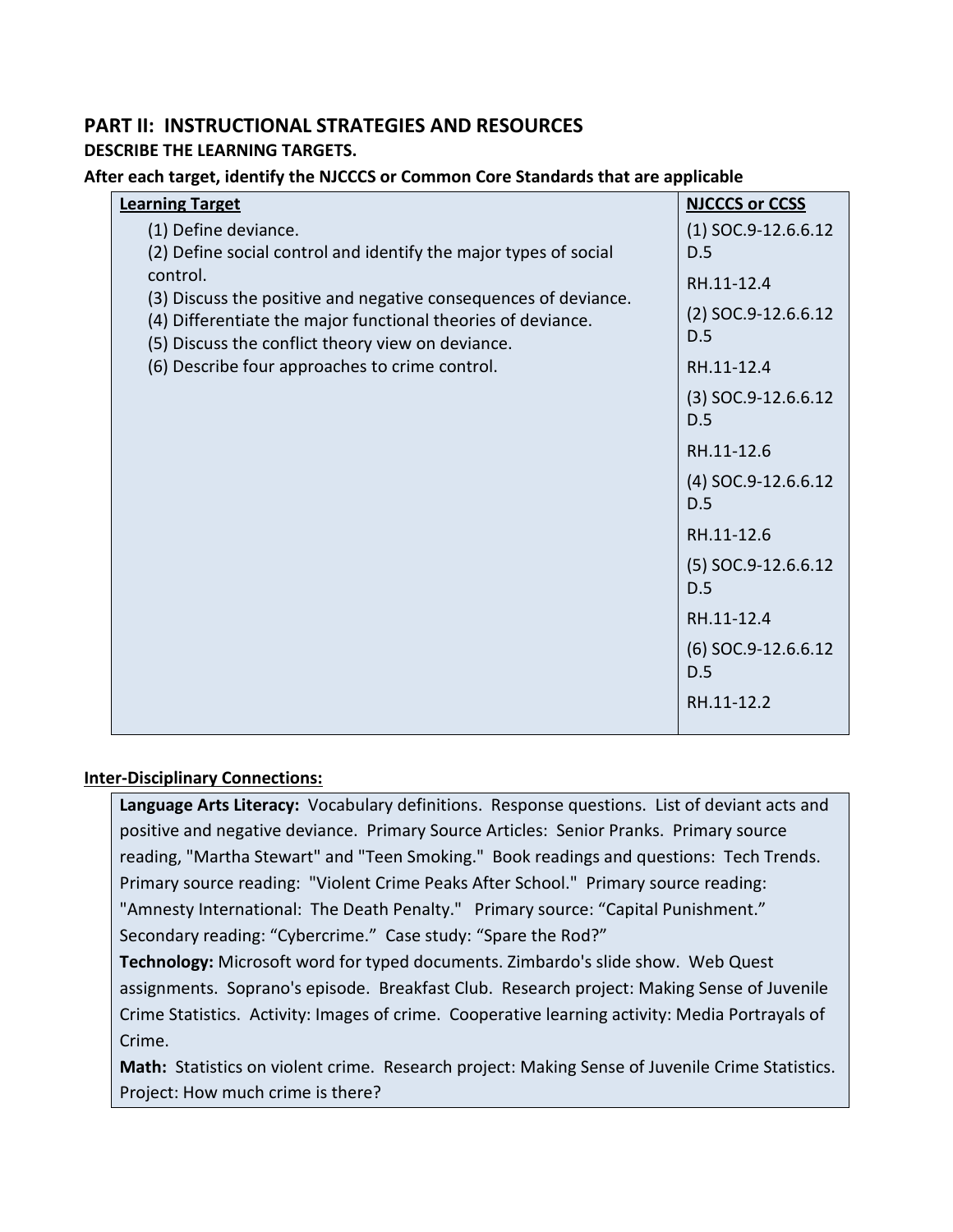## PART II: INSTRUCTIONAL STRATEGIES AND RESOURCES

**DESCRIBE THE LEARNING TARGETS.**

**After each target, identify the NJCCCS or Common Core Standards that are applicable**

| Learning Target | NJCCCS or CCSS |
|---|---|
| (1) Define deviance.<br>(2) Define social control and identify the major types of social control.<br>(3) Discuss the positive and negative consequences of deviance.<br>(4) Differentiate the major functional theories of deviance.<br>(5) Discuss the conflict theory view on deviance.<br>(6) Describe four approaches to crime control. | (1) SOC.9-12.6.6.12 D.5<br>RH.11-12.4<br>(2) SOC.9-12.6.6.12 D.5<br>RH.11-12.4<br>(3) SOC.9-12.6.6.12 D.5<br>RH.11-12.6<br>(4) SOC.9-12.6.6.12 D.5<br>RH.11-12.6<br>(5) SOC.9-12.6.6.12 D.5<br>RH.11-12.4<br>(6) SOC.9-12.6.6.12 D.5<br>RH.11-12.2 |

**Inter-Disciplinary Connections:**

**Language Arts Literacy:** Vocabulary definitions. Response questions. List of deviant acts and positive and negative deviance. Primary Source Articles: Senior Pranks. Primary source reading, "Martha Stewart" and "Teen Smoking." Book readings and questions: Tech Trends. Primary source reading: "Violent Crime Peaks After School." Primary source reading: "Amnesty International: The Death Penalty." Primary source: "Capital Punishment." Secondary reading: "Cybercrime." Case study: "Spare the Rod?"

**Technology:** Microsoft word for typed documents. Zimbardo's slide show. Web Quest assignments. Soprano's episode. Breakfast Club. Research project: Making Sense of Juvenile Crime Statistics. Activity: Images of crime. Cooperative learning activity: Media Portrayals of Crime.

**Math:** Statistics on violent crime. Research project: Making Sense of Juvenile Crime Statistics. Project: How much crime is there?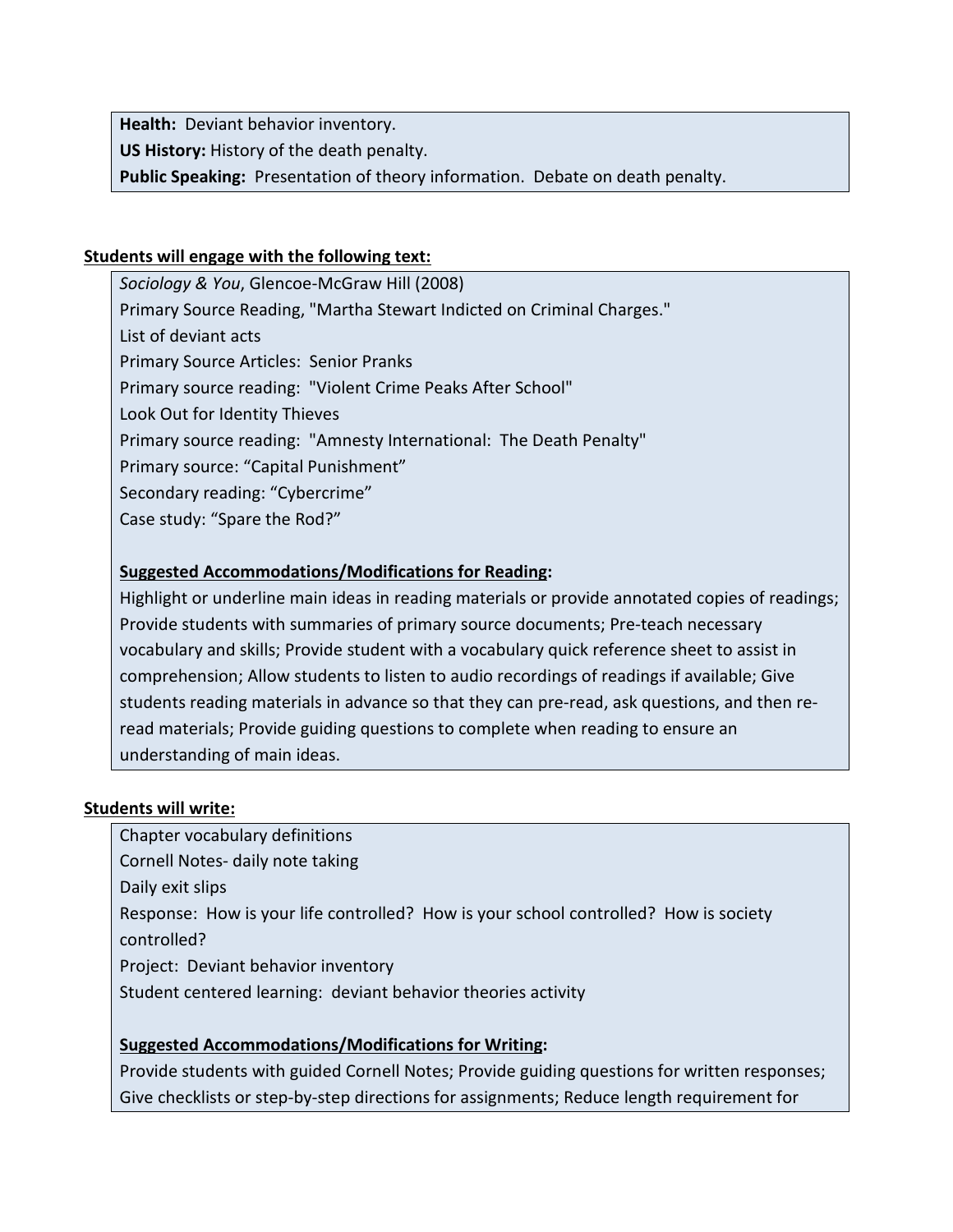**Health:** Deviant behavior inventory.
**US History:** History of the death penalty.
**Public Speaking:** Presentation of theory information. Debate on death penalty.

**Students will engage with the following text:**

*Sociology & You*, Glencoe-McGraw Hill (2008)
Primary Source Reading, "Martha Stewart Indicted on Criminal Charges."
List of deviant acts
Primary Source Articles: Senior Pranks
Primary source reading: "Violent Crime Peaks After School"
Look Out for Identity Thieves
Primary source reading: "Amnesty International: The Death Penalty"
Primary source: "Capital Punishment"
Secondary reading: "Cybercrime"
Case study: "Spare the Rod?"

**Suggested Accommodations/Modifications for Reading:**
Highlight or underline main ideas in reading materials or provide annotated copies of readings; Provide students with summaries of primary source documents; Pre-teach necessary vocabulary and skills; Provide student with a vocabulary quick reference sheet to assist in comprehension; Allow students to listen to audio recordings of readings if available; Give students reading materials in advance so that they can pre-read, ask questions, and then re-read materials; Provide guiding questions to complete when reading to ensure an understanding of main ideas.

**Students will write:**

Chapter vocabulary definitions
Cornell Notes- daily note taking
Daily exit slips
Response: How is your life controlled? How is your school controlled? How is society controlled?
Project: Deviant behavior inventory
Student centered learning: deviant behavior theories activity

**Suggested Accommodations/Modifications for Writing:**
Provide students with guided Cornell Notes; Provide guiding questions for written responses; Give checklists or step-by-step directions for assignments; Reduce length requirement for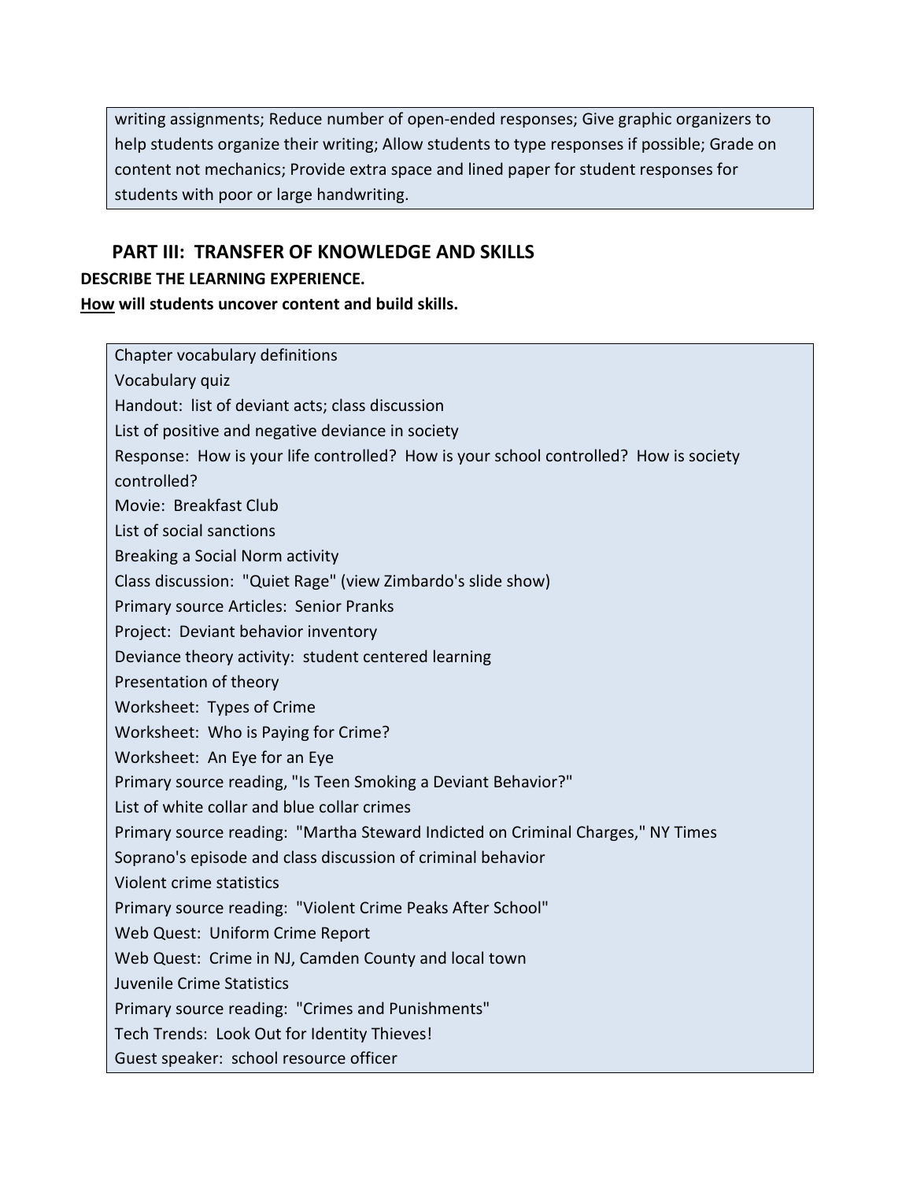writing assignments; Reduce number of open-ended responses; Give graphic organizers to help students organize their writing; Allow students to type responses if possible; Grade on content not mechanics; Provide extra space and lined paper for student responses for students with poor or large handwriting.

## PART III: TRANSFER OF KNOWLEDGE AND SKILLS

**DESCRIBE THE LEARNING EXPERIENCE.**

**<u>How</u> will students uncover content and build skills.**

Chapter vocabulary definitions
Vocabulary quiz
Handout: list of deviant acts; class discussion
List of positive and negative deviance in society
Response: How is your life controlled? How is your school controlled? How is society controlled?
Movie: Breakfast Club
List of social sanctions
Breaking a Social Norm activity
Class discussion: "Quiet Rage" (view Zimbardo's slide show)
Primary source Articles: Senior Pranks
Project: Deviant behavior inventory
Deviance theory activity: student centered learning
Presentation of theory
Worksheet: Types of Crime
Worksheet: Who is Paying for Crime?
Worksheet: An Eye for an Eye
Primary source reading, "Is Teen Smoking a Deviant Behavior?"
List of white collar and blue collar crimes
Primary source reading: "Martha Steward Indicted on Criminal Charges," NY Times
Soprano's episode and class discussion of criminal behavior
Violent crime statistics
Primary source reading: "Violent Crime Peaks After School"
Web Quest: Uniform Crime Report
Web Quest: Crime in NJ, Camden County and local town
Juvenile Crime Statistics
Primary source reading: "Crimes and Punishments"
Tech Trends: Look Out for Identity Thieves!
Guest speaker: school resource officer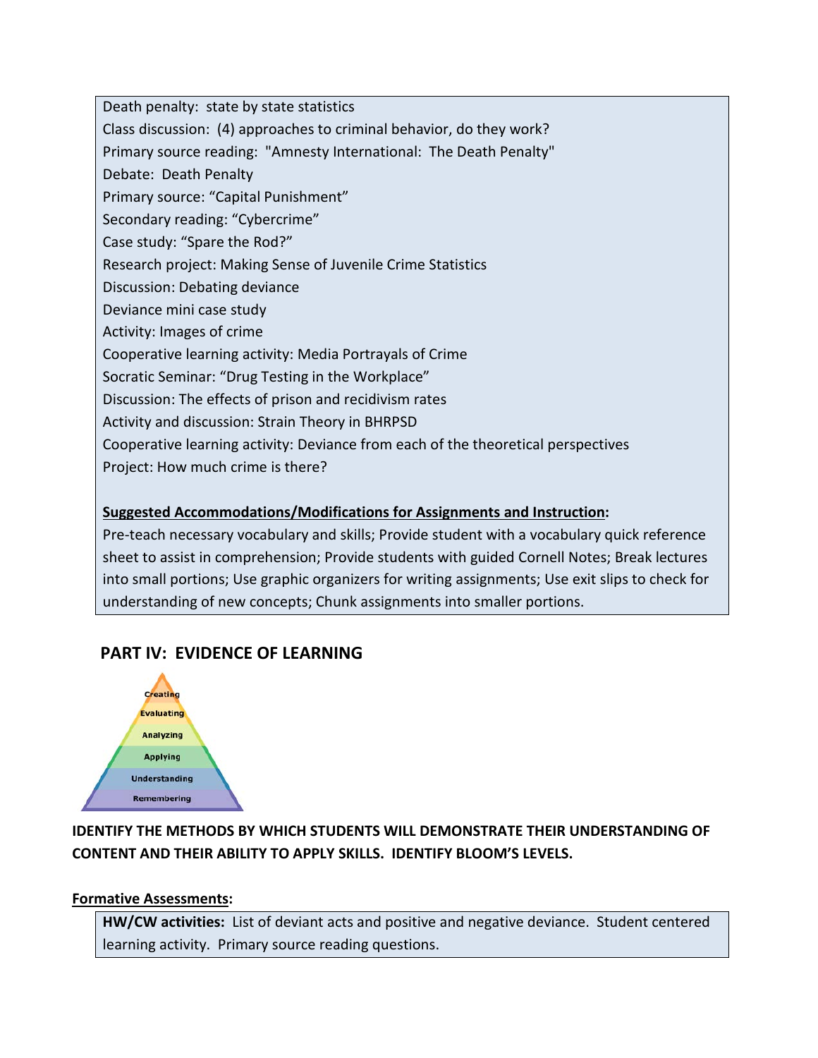Death penalty: state by state statistics
Class discussion: (4) approaches to criminal behavior, do they work?
Primary source reading: "Amnesty International: The Death Penalty"
Debate: Death Penalty
Primary source: "Capital Punishment"
Secondary reading: "Cybercrime"
Case study: "Spare the Rod?"
Research project: Making Sense of Juvenile Crime Statistics
Discussion: Debating deviance
Deviance mini case study
Activity: Images of crime
Cooperative learning activity: Media Portrayals of Crime
Socratic Seminar: "Drug Testing in the Workplace"
Discussion: The effects of prison and recidivism rates
Activity and discussion: Strain Theory in BHRPSD
Cooperative learning activity: Deviance from each of the theoretical perspectives
Project: How much crime is there?

**Suggested Accommodations/Modifications for Assignments and Instruction:**
Pre-teach necessary vocabulary and skills; Provide student with a vocabulary quick reference sheet to assist in comprehension; Provide students with guided Cornell Notes; Break lectures into small portions; Use graphic organizers for writing assignments; Use exit slips to check for understanding of new concepts; Chunk assignments into smaller portions.

## PART IV: EVIDENCE OF LEARNING

Creating
Evaluating
Analyzing
Applying
Understanding
Remembering

**IDENTIFY THE METHODS BY WHICH STUDENTS WILL DEMONSTRATE THEIR UNDERSTANDING OF CONTENT AND THEIR ABILITY TO APPLY SKILLS. IDENTIFY BLOOM'S LEVELS.**

**Formative Assessments:**

**HW/CW activities:** List of deviant acts and positive and negative deviance. Student centered learning activity. Primary source reading questions.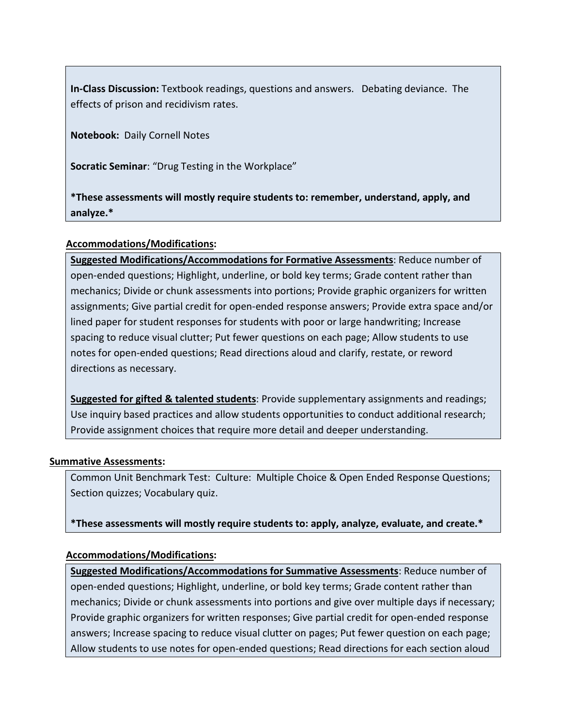**In-Class Discussion:** Textbook readings, questions and answers. Debating deviance. The effects of prison and recidivism rates.

**Notebook:** Daily Cornell Notes

**Socratic Seminar**: "Drug Testing in the Workplace"

**\*These assessments will mostly require students to: remember, understand, apply, and analyze.\***

**Accommodations/Modifications:**

**Suggested Modifications/Accommodations for Formative Assessments**: Reduce number of open-ended questions; Highlight, underline, or bold key terms; Grade content rather than mechanics; Divide or chunk assessments into portions; Provide graphic organizers for written assignments; Give partial credit for open-ended response answers; Provide extra space and/or lined paper for student responses for students with poor or large handwriting; Increase spacing to reduce visual clutter; Put fewer questions on each page; Allow students to use notes for open-ended questions; Read directions aloud and clarify, restate, or reword directions as necessary.

**Suggested for gifted & talented students**: Provide supplementary assignments and readings; Use inquiry based practices and allow students opportunities to conduct additional research; Provide assignment choices that require more detail and deeper understanding.

**Summative Assessments:**

Common Unit Benchmark Test: Culture: Multiple Choice & Open Ended Response Questions; Section quizzes; Vocabulary quiz.

**\*These assessments will mostly require students to: apply, analyze, evaluate, and create.\***

**Accommodations/Modifications:**

**Suggested Modifications/Accommodations for Summative Assessments**: Reduce number of open-ended questions; Highlight, underline, or bold key terms; Grade content rather than mechanics; Divide or chunk assessments into portions and give over multiple days if necessary; Provide graphic organizers for written responses; Give partial credit for open-ended response answers; Increase spacing to reduce visual clutter on pages; Put fewer question on each page; Allow students to use notes for open-ended questions; Read directions for each section aloud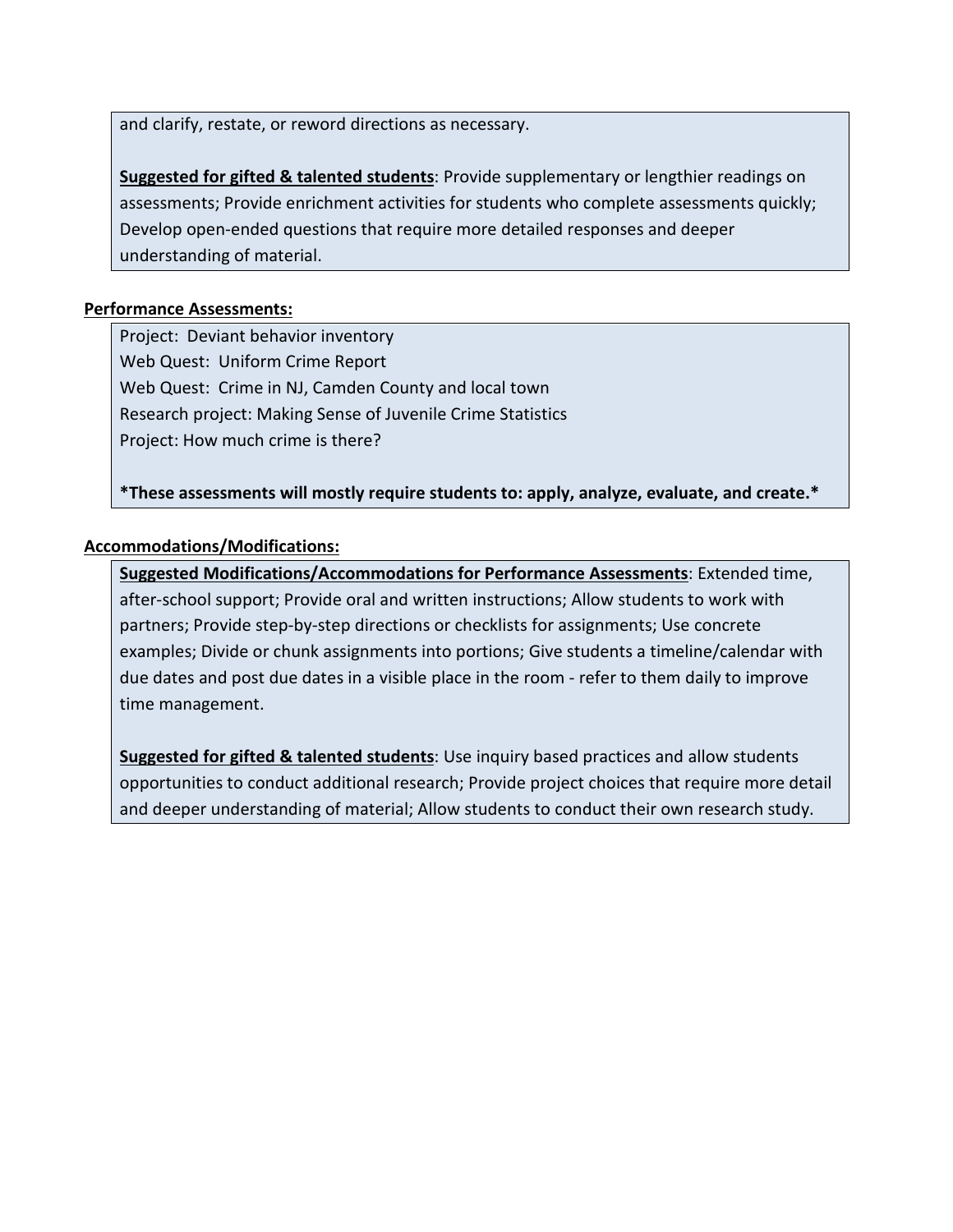and clarify, restate, or reword directions as necessary.

**Suggested for gifted & talented students**: Provide supplementary or lengthier readings on assessments; Provide enrichment activities for students who complete assessments quickly; Develop open-ended questions that require more detailed responses and deeper understanding of material.

**Performance Assessments:**

Project: Deviant behavior inventory
Web Quest: Uniform Crime Report
Web Quest: Crime in NJ, Camden County and local town
Research project: Making Sense of Juvenile Crime Statistics
Project: How much crime is there?

***These assessments will mostly require students to: apply, analyze, evaluate, and create.***

**Accommodations/Modifications:**

**Suggested Modifications/Accommodations for Performance Assessments**: Extended time, after-school support; Provide oral and written instructions; Allow students to work with partners; Provide step-by-step directions or checklists for assignments; Use concrete examples; Divide or chunk assignments into portions; Give students a timeline/calendar with due dates and post due dates in a visible place in the room - refer to them daily to improve time management.

**Suggested for gifted & talented students**: Use inquiry based practices and allow students opportunities to conduct additional research; Provide project choices that require more detail and deeper understanding of material; Allow students to conduct their own research study.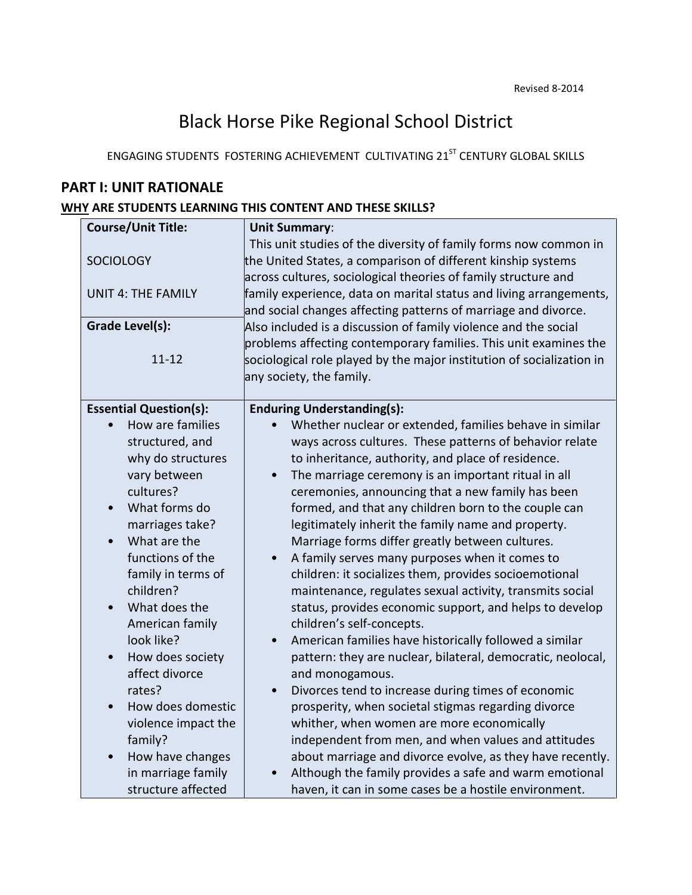Revised 8-2014

# Black Horse Pike Regional School District

ENGAGING STUDENTS FOSTERING ACHIEVEMENT CULTIVATING 21ST CENTURY GLOBAL SKILLS

## PART I: UNIT RATIONALE

**WHY ARE STUDENTS LEARNING THIS CONTENT AND THESE SKILLS?**

| **Course/Unit Title:**<br><br>SOCIOLOGY<br><br>UNIT 4: THE FAMILY | **Unit Summary**:<br>This unit studies of the diversity of family forms now common in the United States, a comparison of different kinship systems across cultures, sociological theories of family structure and family experience, data on marital status and living arrangements, and social changes affecting patterns of marriage and divorce. Also included is a discussion of family violence and the social problems affecting contemporary families. This unit examines the sociological role played by the major institution of socialization in any society, the family. |
|---|---|
| **Grade Level(s):**<br><br>11-12 | |
| **Essential Question(s):**<br>• How are families structured, and why do structures vary between cultures?<br>• What forms do marriages take?<br>• What are the functions of the family in terms of children?<br>• What does the American family look like?<br>• How does society affect divorce rates?<br>• How does domestic violence impact the family?<br>• How have changes in marriage family structure affected | **Enduring Understanding(s):**<br>• Whether nuclear or extended, families behave in similar ways across cultures. These patterns of behavior relate to inheritance, authority, and place of residence.<br>• The marriage ceremony is an important ritual in all ceremonies, announcing that a new family has been formed, and that any children born to the couple can legitimately inherit the family name and property. Marriage forms differ greatly between cultures.<br>• A family serves many purposes when it comes to children: it socializes them, provides socioemotional maintenance, regulates sexual activity, transmits social status, provides economic support, and helps to develop children's self-concepts.<br>• American families have historically followed a similar pattern: they are nuclear, bilateral, democratic, neolocal, and monogamous.<br>• Divorces tend to increase during times of economic prosperity, when societal stigmas regarding divorce whither, when women are more economically independent from men, and when values and attitudes about marriage and divorce evolve, as they have recently.<br>• Although the family provides a safe and warm emotional haven, it can in some cases be a hostile environment. |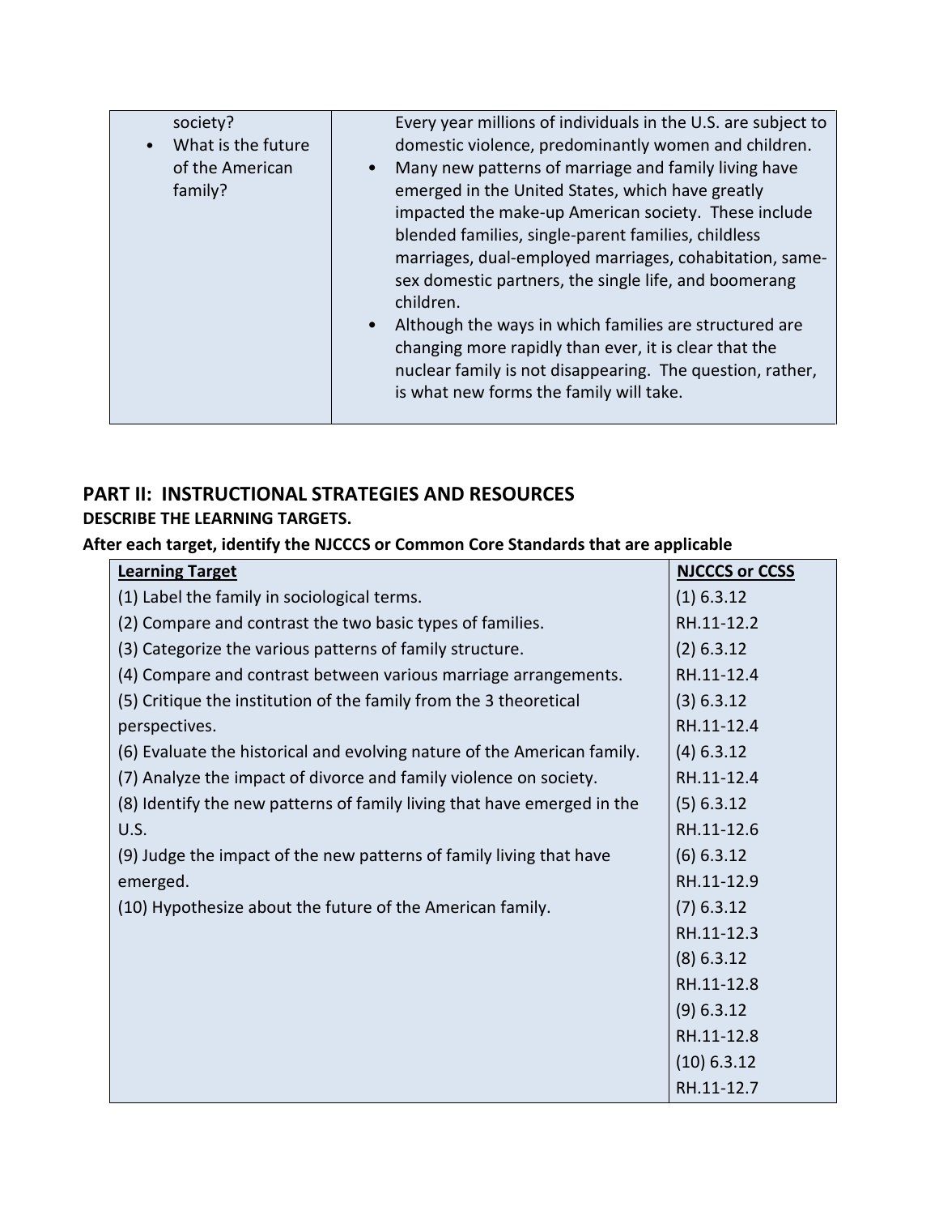| | |
|---|---|
| society?<br>• What is the future of the American family? | Every year millions of individuals in the U.S. are subject to domestic violence, predominantly women and children.<br>• Many new patterns of marriage and family living have emerged in the United States, which have greatly impacted the make-up American society. These include blended families, single-parent families, childless marriages, dual-employed marriages, cohabitation, same-sex domestic partners, the single life, and boomerang children.<br>• Although the ways in which families are structured are changing more rapidly than ever, it is clear that the nuclear family is not disappearing. The question, rather, is what new forms the family will take. |

## PART II: INSTRUCTIONAL STRATEGIES AND RESOURCES

**DESCRIBE THE LEARNING TARGETS.**

**After each target, identify the NJCCCS or Common Core Standards that are applicable**

| Learning Target | NJCCCS or CCSS |
|---|---|
| (1) Label the family in sociological terms.<br>(2) Compare and contrast the two basic types of families.<br>(3) Categorize the various patterns of family structure.<br>(4) Compare and contrast between various marriage arrangements.<br>(5) Critique the institution of the family from the 3 theoretical perspectives.<br>(6) Evaluate the historical and evolving nature of the American family.<br>(7) Analyze the impact of divorce and family violence on society.<br>(8) Identify the new patterns of family living that have emerged in the U.S.<br>(9) Judge the impact of the new patterns of family living that have emerged.<br>(10) Hypothesize about the future of the American family. | (1) 6.3.12<br>RH.11-12.2<br>(2) 6.3.12<br>RH.11-12.4<br>(3) 6.3.12<br>RH.11-12.4<br>(4) 6.3.12<br>RH.11-12.4<br>(5) 6.3.12<br>RH.11-12.6<br>(6) 6.3.12<br>RH.11-12.9<br>(7) 6.3.12<br>RH.11-12.3<br>(8) 6.3.12<br>RH.11-12.8<br>(9) 6.3.12<br>RH.11-12.8<br>(10) 6.3.12<br>RH.11-12.7 |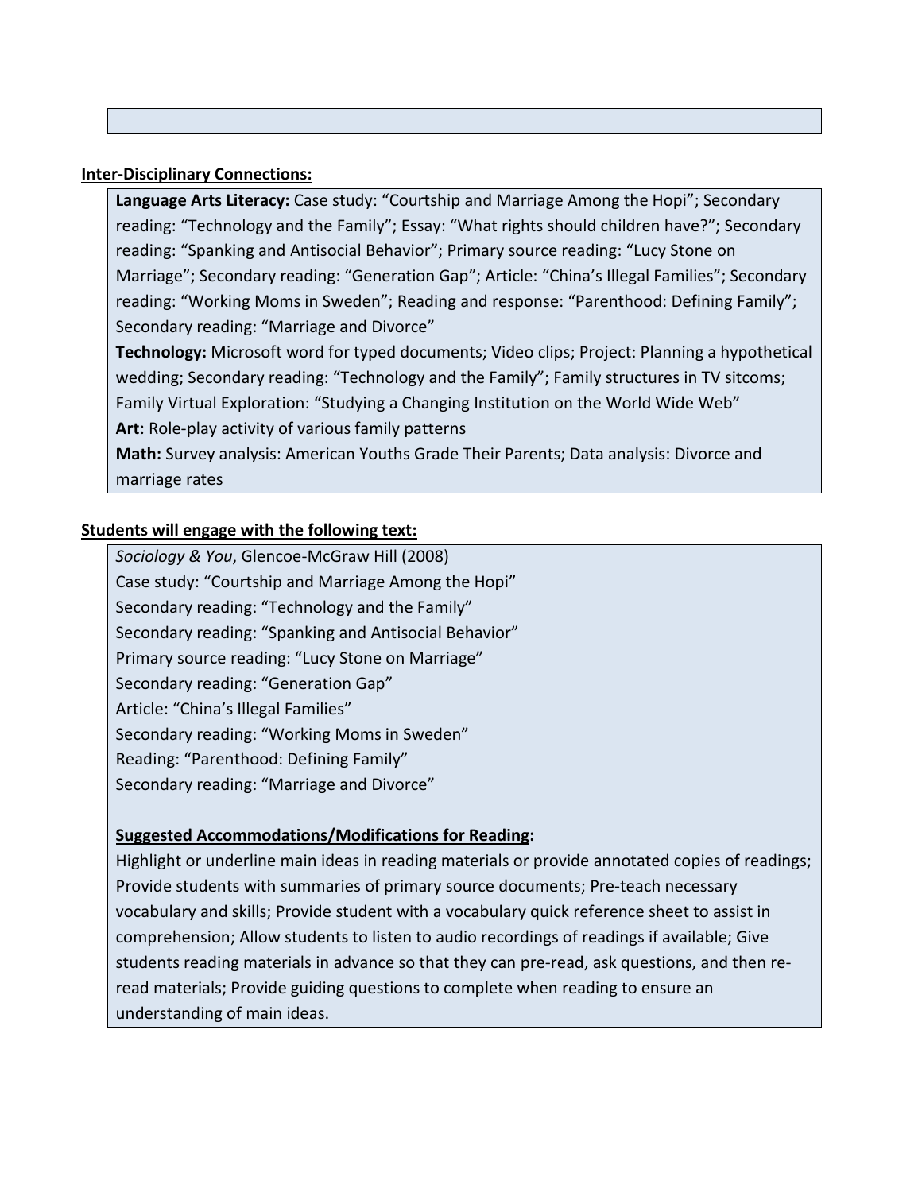| | |
|---|---|
| | |

**Inter-Disciplinary Connections:**

**Language Arts Literacy:** Case study: "Courtship and Marriage Among the Hopi"; Secondary reading: "Technology and the Family"; Essay: "What rights should children have?"; Secondary reading: "Spanking and Antisocial Behavior"; Primary source reading: "Lucy Stone on Marriage"; Secondary reading: "Generation Gap"; Article: "China's Illegal Families"; Secondary reading: "Working Moms in Sweden"; Reading and response: "Parenthood: Defining Family"; Secondary reading: "Marriage and Divorce"
**Technology:** Microsoft word for typed documents; Video clips; Project: Planning a hypothetical wedding; Secondary reading: "Technology and the Family"; Family structures in TV sitcoms; Family Virtual Exploration: "Studying a Changing Institution on the World Wide Web"
**Art:** Role-play activity of various family patterns
**Math:** Survey analysis: American Youths Grade Their Parents; Data analysis: Divorce and marriage rates

**Students will engage with the following text:**

*Sociology & You*, Glencoe-McGraw Hill (2008)
Case study: "Courtship and Marriage Among the Hopi"
Secondary reading: "Technology and the Family"
Secondary reading: "Spanking and Antisocial Behavior"
Primary source reading: "Lucy Stone on Marriage"
Secondary reading: "Generation Gap"
Article: "China's Illegal Families"
Secondary reading: "Working Moms in Sweden"
Reading: "Parenthood: Defining Family"
Secondary reading: "Marriage and Divorce"

**Suggested Accommodations/Modifications for Reading:**
Highlight or underline main ideas in reading materials or provide annotated copies of readings; Provide students with summaries of primary source documents; Pre-teach necessary vocabulary and skills; Provide student with a vocabulary quick reference sheet to assist in comprehension; Allow students to listen to audio recordings of readings if available; Give students reading materials in advance so that they can pre-read, ask questions, and then re-read materials; Provide guiding questions to complete when reading to ensure an understanding of main ideas.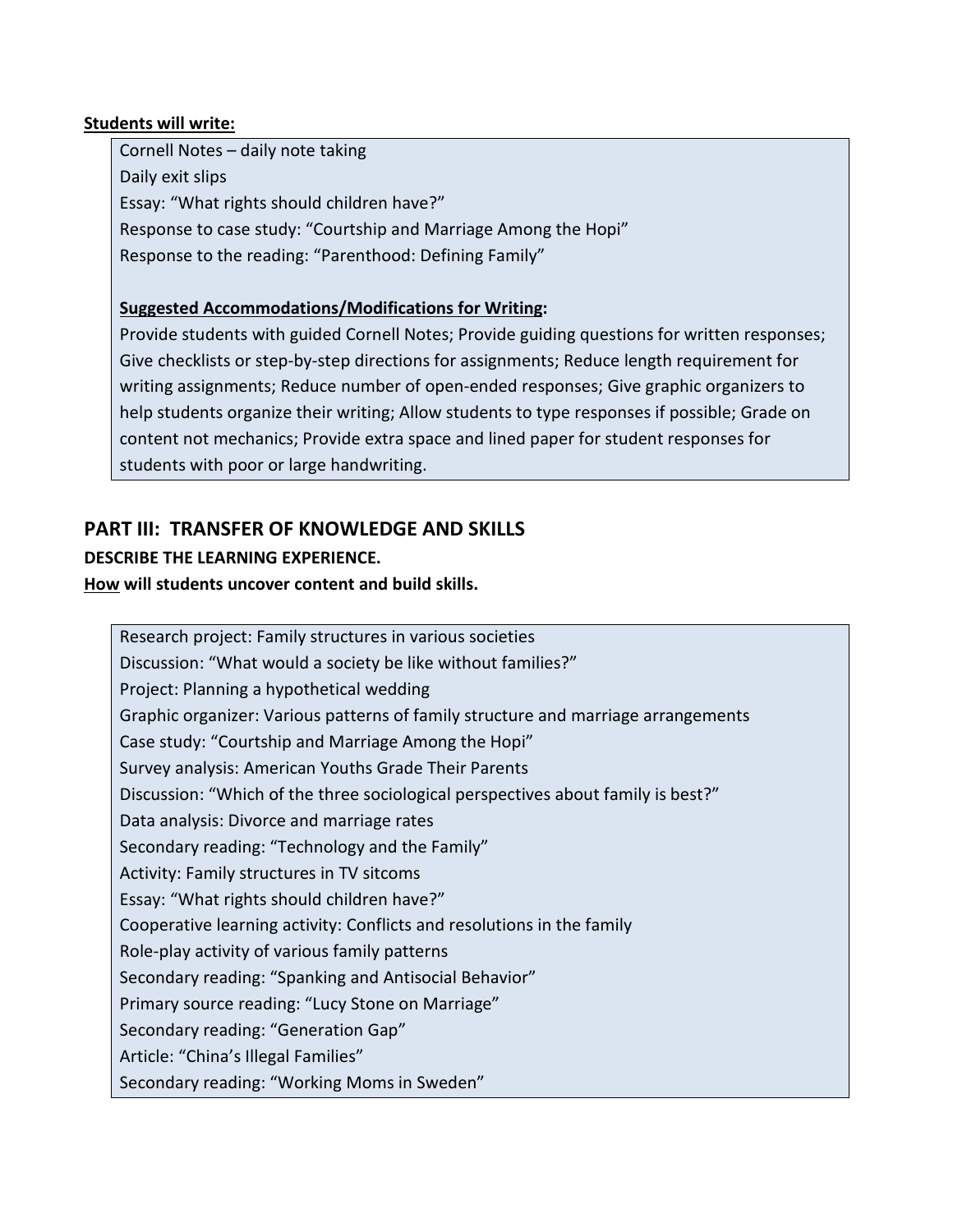**Students will write:**

Cornell Notes – daily note taking
Daily exit slips
Essay: "What rights should children have?"
Response to case study: "Courtship and Marriage Among the Hopi"
Response to the reading: "Parenthood: Defining Family"

**Suggested Accommodations/Modifications for Writing:**
Provide students with guided Cornell Notes; Provide guiding questions for written responses; Give checklists or step-by-step directions for assignments; Reduce length requirement for writing assignments; Reduce number of open-ended responses; Give graphic organizers to help students organize their writing; Allow students to type responses if possible; Grade on content not mechanics; Provide extra space and lined paper for student responses for students with poor or large handwriting.

## PART III: TRANSFER OF KNOWLEDGE AND SKILLS

**DESCRIBE THE LEARNING EXPERIENCE.**

**How will students uncover content and build skills.**

Research project: Family structures in various societies
Discussion: "What would a society be like without families?"
Project: Planning a hypothetical wedding
Graphic organizer: Various patterns of family structure and marriage arrangements
Case study: "Courtship and Marriage Among the Hopi"
Survey analysis: American Youths Grade Their Parents
Discussion: "Which of the three sociological perspectives about family is best?"
Data analysis: Divorce and marriage rates
Secondary reading: "Technology and the Family"
Activity: Family structures in TV sitcoms
Essay: "What rights should children have?"
Cooperative learning activity: Conflicts and resolutions in the family
Role-play activity of various family patterns
Secondary reading: "Spanking and Antisocial Behavior"
Primary source reading: "Lucy Stone on Marriage"
Secondary reading: "Generation Gap"
Article: "China's Illegal Families"
Secondary reading: "Working Moms in Sweden"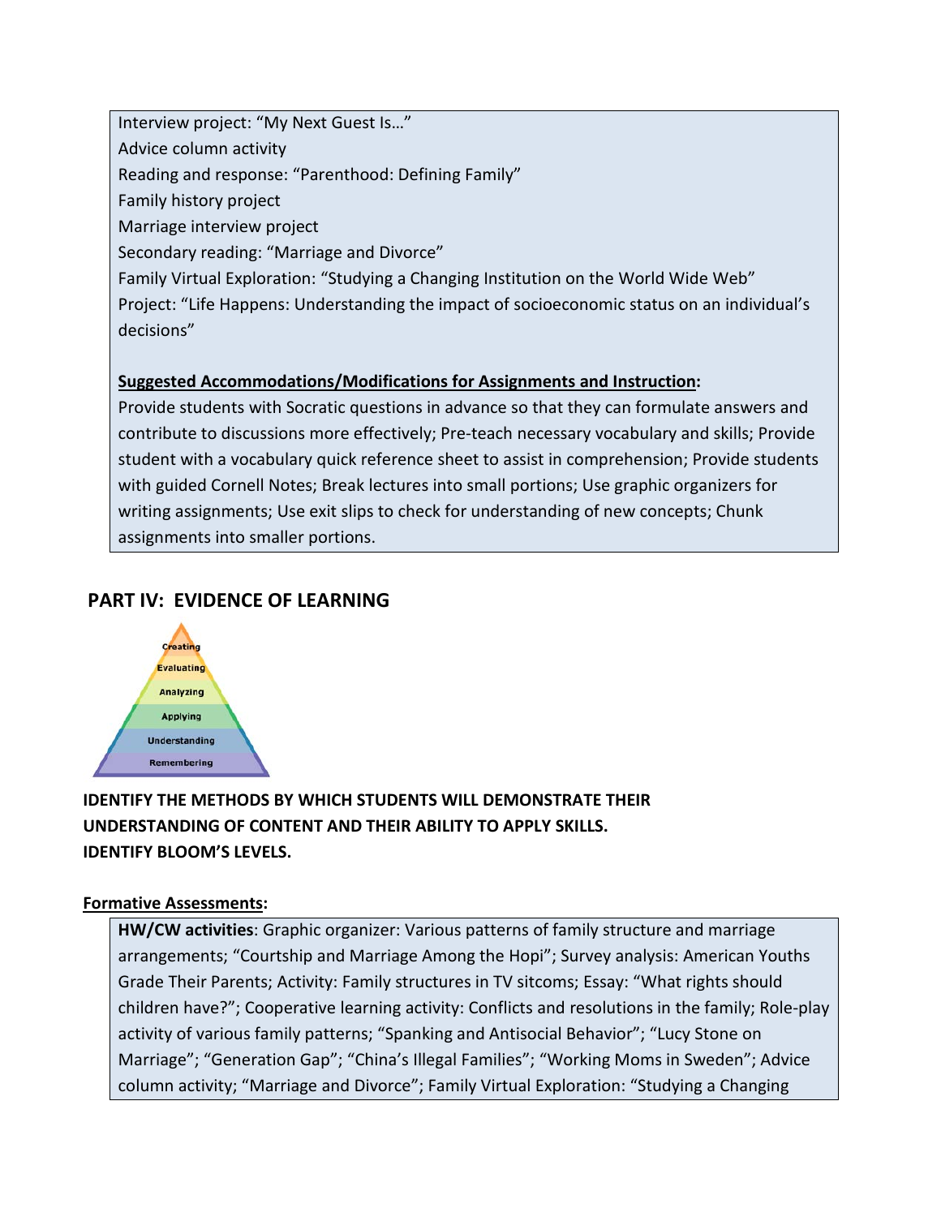Interview project: “My Next Guest Is…”
Advice column activity
Reading and response: “Parenthood: Defining Family”
Family history project
Marriage interview project
Secondary reading: “Marriage and Divorce”
Family Virtual Exploration: “Studying a Changing Institution on the World Wide Web”
Project: “Life Happens: Understanding the impact of socioeconomic status on an individual’s decisions”

**Suggested Accommodations/Modifications for Assignments and Instruction:**
Provide students with Socratic questions in advance so that they can formulate answers and contribute to discussions more effectively; Pre-teach necessary vocabulary and skills; Provide student with a vocabulary quick reference sheet to assist in comprehension; Provide students with guided Cornell Notes; Break lectures into small portions; Use graphic organizers for writing assignments; Use exit slips to check for understanding of new concepts; Chunk assignments into smaller portions.

## PART IV: EVIDENCE OF LEARNING

Creating
Evaluating
Analyzing
Applying
Understanding
Remembering

**IDENTIFY THE METHODS BY WHICH STUDENTS WILL DEMONSTRATE THEIR UNDERSTANDING OF CONTENT AND THEIR ABILITY TO APPLY SKILLS.**
**IDENTIFY BLOOM’S LEVELS.**

**Formative Assessments:**

**HW/CW activities**: Graphic organizer: Various patterns of family structure and marriage arrangements; “Courtship and Marriage Among the Hopi”; Survey analysis: American Youths Grade Their Parents; Activity: Family structures in TV sitcoms; Essay: “What rights should children have?”; Cooperative learning activity: Conflicts and resolutions in the family; Role-play activity of various family patterns; “Spanking and Antisocial Behavior”; “Lucy Stone on Marriage”; “Generation Gap”; “China’s Illegal Families”; “Working Moms in Sweden”; Advice column activity; “Marriage and Divorce”; Family Virtual Exploration: “Studying a Changing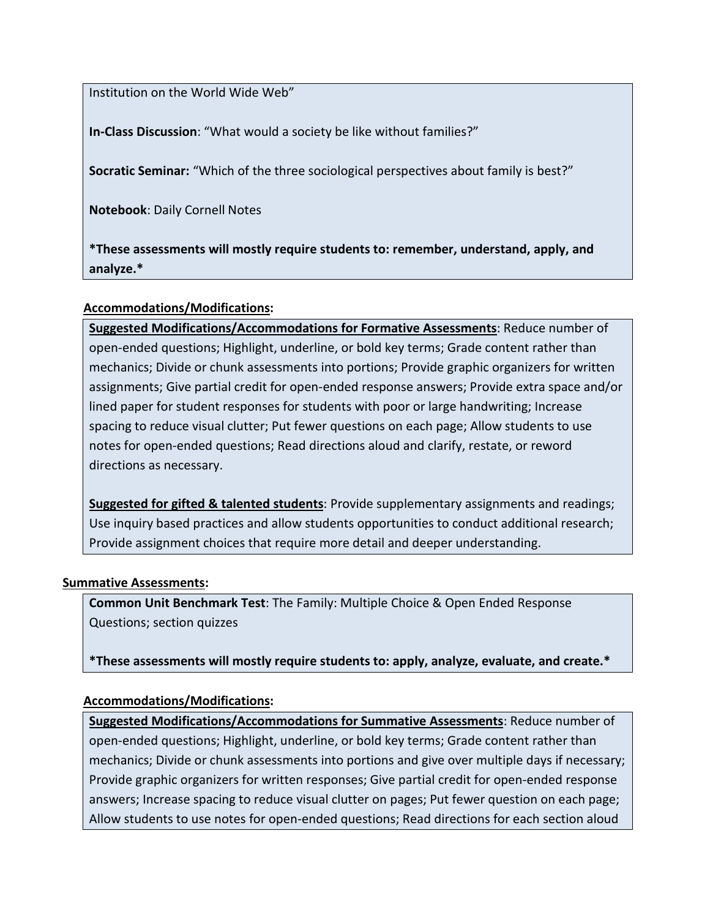Institution on the World Wide Web"

**In-Class Discussion**: "What would a society be like without families?"

**Socratic Seminar:** "Which of the three sociological perspectives about family is best?"

**Notebook**: Daily Cornell Notes

***These assessments will mostly require students to: remember, understand, apply, and analyze.***

**Accommodations/Modifications:**

**Suggested Modifications/Accommodations for Formative Assessments**: Reduce number of open-ended questions; Highlight, underline, or bold key terms; Grade content rather than mechanics; Divide or chunk assessments into portions; Provide graphic organizers for written assignments; Give partial credit for open-ended response answers; Provide extra space and/or lined paper for student responses for students with poor or large handwriting; Increase spacing to reduce visual clutter; Put fewer questions on each page; Allow students to use notes for open-ended questions; Read directions aloud and clarify, restate, or reword directions as necessary.

**Suggested for gifted & talented students**: Provide supplementary assignments and readings; Use inquiry based practices and allow students opportunities to conduct additional research; Provide assignment choices that require more detail and deeper understanding.

**Summative Assessments:**

**Common Unit Benchmark Test**: The Family: Multiple Choice & Open Ended Response Questions; section quizzes

***These assessments will mostly require students to: apply, analyze, evaluate, and create.***

**Accommodations/Modifications:**

**Suggested Modifications/Accommodations for Summative Assessments**: Reduce number of open-ended questions; Highlight, underline, or bold key terms; Grade content rather than mechanics; Divide or chunk assessments into portions and give over multiple days if necessary; Provide graphic organizers for written responses; Give partial credit for open-ended response answers; Increase spacing to reduce visual clutter on pages; Put fewer question on each page; Allow students to use notes for open-ended questions; Read directions for each section aloud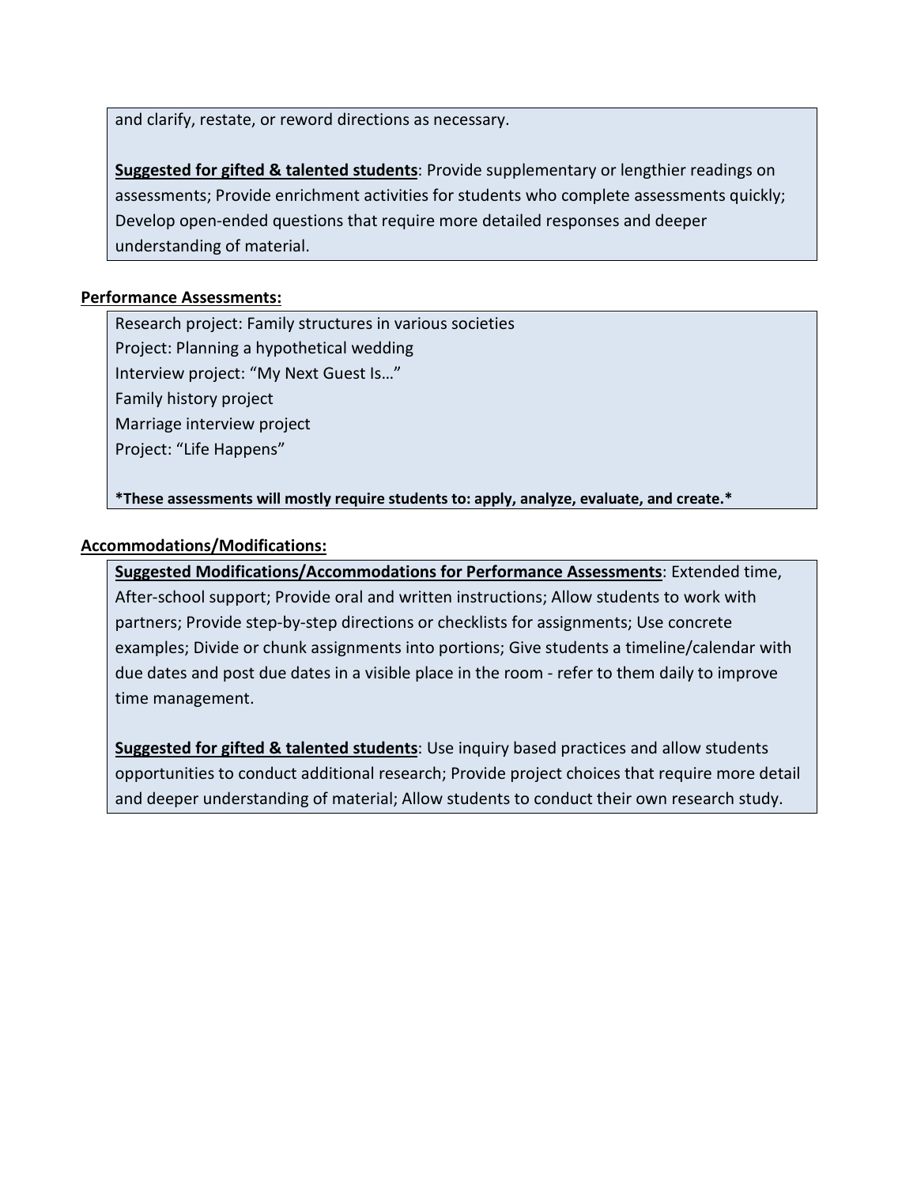and clarify, restate, or reword directions as necessary.

**Suggested for gifted & talented students**: Provide supplementary or lengthier readings on assessments; Provide enrichment activities for students who complete assessments quickly; Develop open-ended questions that require more detailed responses and deeper understanding of material.

**Performance Assessments:**

Research project: Family structures in various societies
Project: Planning a hypothetical wedding
Interview project: “My Next Guest Is…”
Family history project
Marriage interview project
Project: “Life Happens”

***These assessments will mostly require students to: apply, analyze, evaluate, and create.***

**Accommodations/Modifications:**

**Suggested Modifications/Accommodations for Performance Assessments**: Extended time, After-school support; Provide oral and written instructions; Allow students to work with partners; Provide step-by-step directions or checklists for assignments; Use concrete examples; Divide or chunk assignments into portions; Give students a timeline/calendar with due dates and post due dates in a visible place in the room - refer to them daily to improve time management.

**Suggested for gifted & talented students**: Use inquiry based practices and allow students opportunities to conduct additional research; Provide project choices that require more detail and deeper understanding of material; Allow students to conduct their own research study.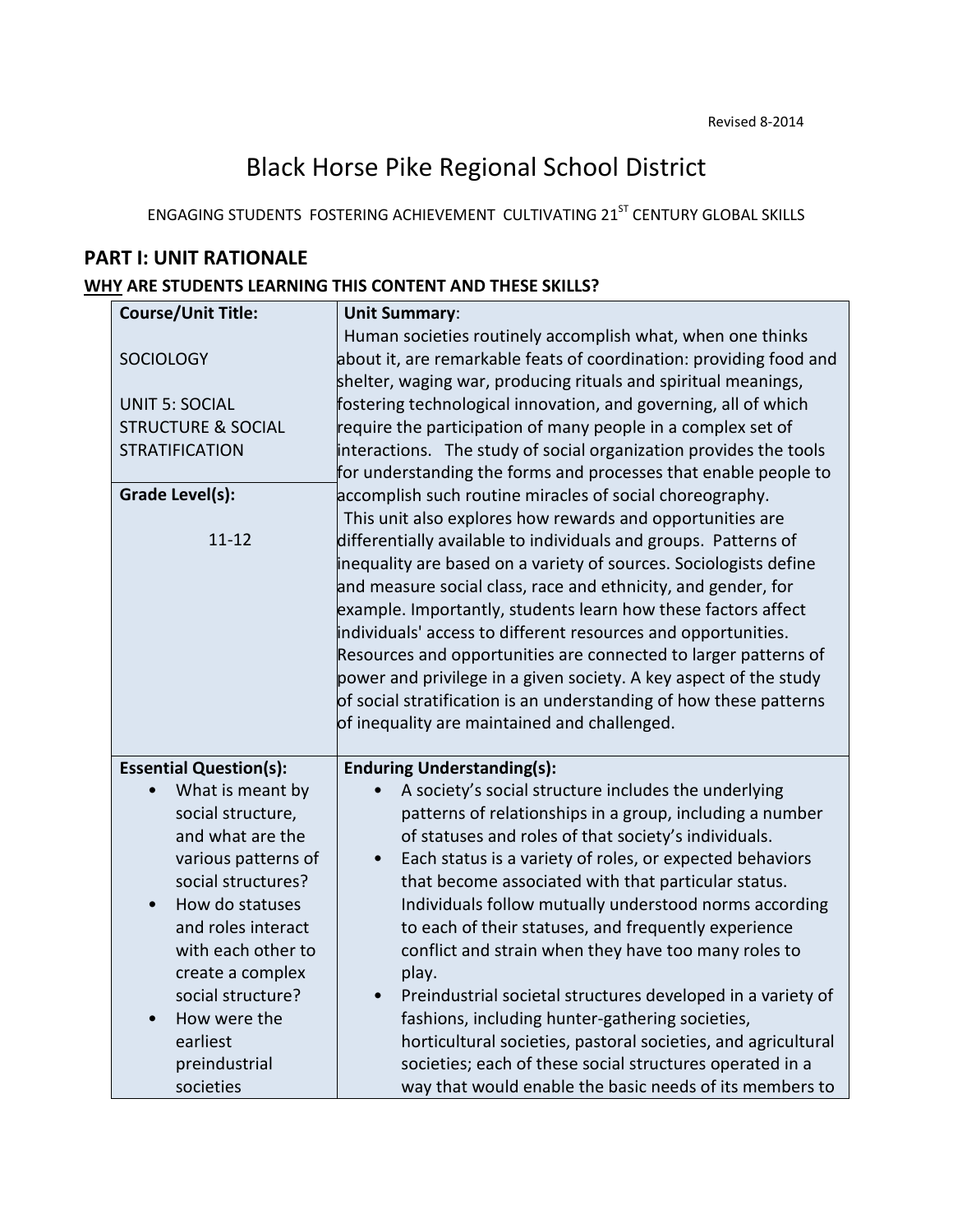Revised 8-2014

# Black Horse Pike Regional School District

ENGAGING STUDENTS FOSTERING ACHIEVEMENT CULTIVATING 21ST CENTURY GLOBAL SKILLS

## PART I: UNIT RATIONALE

### WHY ARE STUDENTS LEARNING THIS CONTENT AND THESE SKILLS?

| **Course/Unit Title:**<br><br>SOCIOLOGY<br><br>UNIT 5: SOCIAL STRUCTURE & SOCIAL STRATIFICATION<br><br>**Grade Level(s):**<br><br>11-12 | **Unit Summary**:<br>Human societies routinely accomplish what, when one thinks about it, are remarkable feats of coordination: providing food and shelter, waging war, producing rituals and spiritual meanings, fostering technological innovation, and governing, all of which require the participation of many people in a complex set of interactions. The study of social organization provides the tools for understanding the forms and processes that enable people to accomplish such routine miracles of social choreography.<br>This unit also explores how rewards and opportunities are differentially available to individuals and groups. Patterns of inequality are based on a variety of sources. Sociologists define and measure social class, race and ethnicity, and gender, for example. Importantly, students learn how these factors affect individuals' access to different resources and opportunities. Resources and opportunities are connected to larger patterns of power and privilege in a given society. A key aspect of the study of social stratification is an understanding of how these patterns of inequality are maintained and challenged. |
|---|---|
| **Essential Question(s):**<br>• What is meant by social structure, and what are the various patterns of social structures?<br>• How do statuses and roles interact with each other to create a complex social structure?<br>• How were the earliest preindustrial societies | **Enduring Understanding(s):**<br>• A society's social structure includes the underlying patterns of relationships in a group, including a number of statuses and roles of that society's individuals.<br>• Each status is a variety of roles, or expected behaviors that become associated with that particular status. Individuals follow mutually understood norms according to each of their statuses, and frequently experience conflict and strain when they have too many roles to play.<br>• Preindustrial societal structures developed in a variety of fashions, including hunter-gathering societies, horticultural societies, pastoral societies, and agricultural societies; each of these social structures operated in a way that would enable the basic needs of its members to |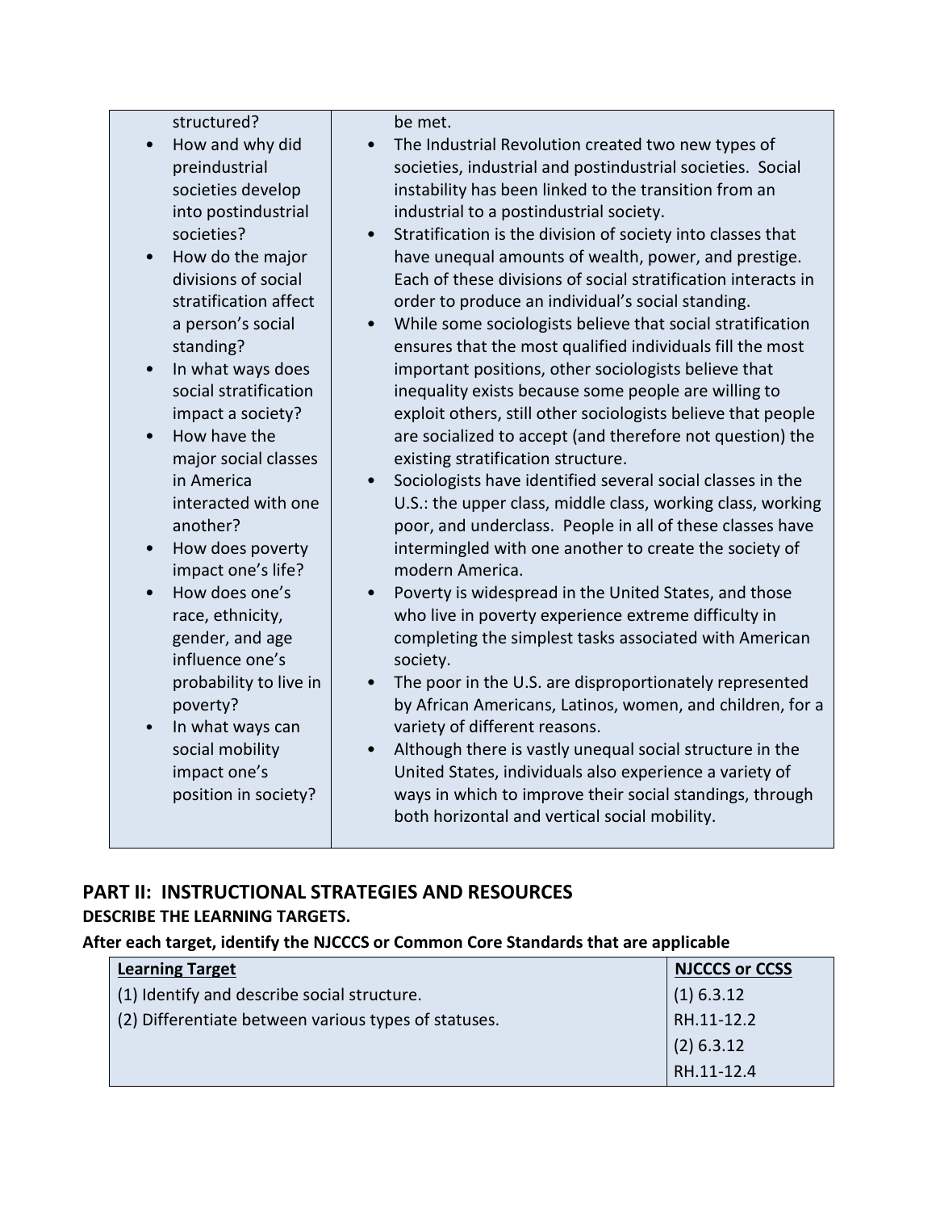| | |
|---|---|
| structured?<br>• How and why did preindustrial societies develop into postindustrial societies?<br>• How do the major divisions of social stratification affect a person's social standing?<br>• In what ways does social stratification impact a society?<br>• How have the major social classes in America interacted with one another?<br>• How does poverty impact one's life?<br>• How does one's race, ethnicity, gender, and age influence one's probability to live in poverty?<br>• In what ways can social mobility impact one's position in society? | be met.<br>• The Industrial Revolution created two new types of societies, industrial and postindustrial societies. Social instability has been linked to the transition from an industrial to a postindustrial society.<br>• Stratification is the division of society into classes that have unequal amounts of wealth, power, and prestige. Each of these divisions of social stratification interacts in order to produce an individual's social standing.<br>• While some sociologists believe that social stratification ensures that the most qualified individuals fill the most important positions, other sociologists believe that inequality exists because some people are willing to exploit others, still other sociologists believe that people are socialized to accept (and therefore not question) the existing stratification structure.<br>• Sociologists have identified several social classes in the U.S.: the upper class, middle class, working class, working poor, and underclass. People in all of these classes have intermingled with one another to create the society of modern America.<br>• Poverty is widespread in the United States, and those who live in poverty experience extreme difficulty in completing the simplest tasks associated with American society.<br>• The poor in the U.S. are disproportionately represented by African Americans, Latinos, women, and children, for a variety of different reasons.<br>• Although there is vastly unequal social structure in the United States, individuals also experience a variety of ways in which to improve their social standings, through both horizontal and vertical social mobility. |

## PART II: INSTRUCTIONAL STRATEGIES AND RESOURCES

**DESCRIBE THE LEARNING TARGETS.**

**After each target, identify the NJCCCS or Common Core Standards that are applicable**

| Learning Target | NJCCCS or CCSS |
|---|---|
| (1) Identify and describe social structure. | (1) 6.3.12 |
| (2) Differentiate between various types of statuses. | RH.11-12.2 |
| | (2) 6.3.12 |
| | RH.11-12.4 |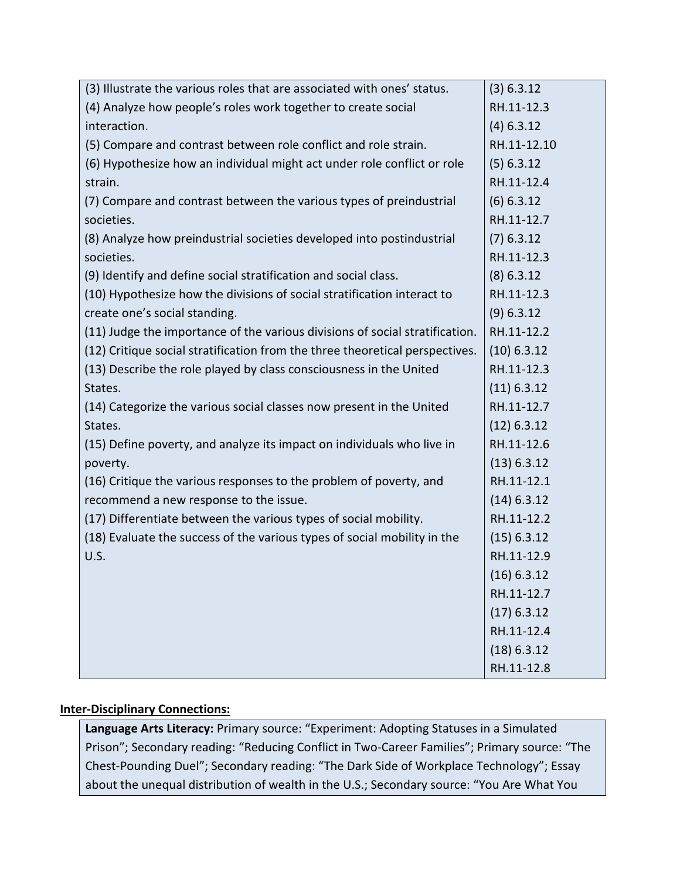| | |
|---|---|
| (3) Illustrate the various roles that are associated with ones' status.<br>(4) Analyze how people's roles work together to create social interaction.<br>(5) Compare and contrast between role conflict and role strain.<br>(6) Hypothesize how an individual might act under role conflict or role strain.<br>(7) Compare and contrast between the various types of preindustrial societies.<br>(8) Analyze how preindustrial societies developed into postindustrial societies.<br>(9) Identify and define social stratification and social class.<br>(10) Hypothesize how the divisions of social stratification interact to create one's social standing.<br>(11) Judge the importance of the various divisions of social stratification.<br>(12) Critique social stratification from the three theoretical perspectives.<br>(13) Describe the role played by class consciousness in the United States.<br>(14) Categorize the various social classes now present in the United States.<br>(15) Define poverty, and analyze its impact on individuals who live in poverty.<br>(16) Critique the various responses to the problem of poverty, and recommend a new response to the issue.<br>(17) Differentiate between the various types of social mobility.<br>(18) Evaluate the success of the various types of social mobility in the U.S. | (3) 6.3.12<br>RH.11-12.3<br>(4) 6.3.12<br>RH.11-12.10<br>(5) 6.3.12<br>RH.11-12.4<br>(6) 6.3.12<br>RH.11-12.7<br>(7) 6.3.12<br>RH.11-12.3<br>(8) 6.3.12<br>RH.11-12.3<br>(9) 6.3.12<br>RH.11-12.2<br>(10) 6.3.12<br>RH.11-12.3<br>(11) 6.3.12<br>RH.11-12.7<br>(12) 6.3.12<br>RH.11-12.6<br>(13) 6.3.12<br>RH.11-12.1<br>(14) 6.3.12<br>RH.11-12.2<br>(15) 6.3.12<br>RH.11-12.9<br>(16) 6.3.12<br>RH.11-12.7<br>(17) 6.3.12<br>RH.11-12.4<br>(18) 6.3.12<br>RH.11-12.8 |

**Inter-Disciplinary Connections:**

**Language Arts Literacy:** Primary source: "Experiment: Adopting Statuses in a Simulated Prison"; Secondary reading: "Reducing Conflict in Two-Career Families"; Primary source: "The Chest-Pounding Duel"; Secondary reading: "The Dark Side of Workplace Technology"; Essay about the unequal distribution of wealth in the U.S.; Secondary source: "You Are What You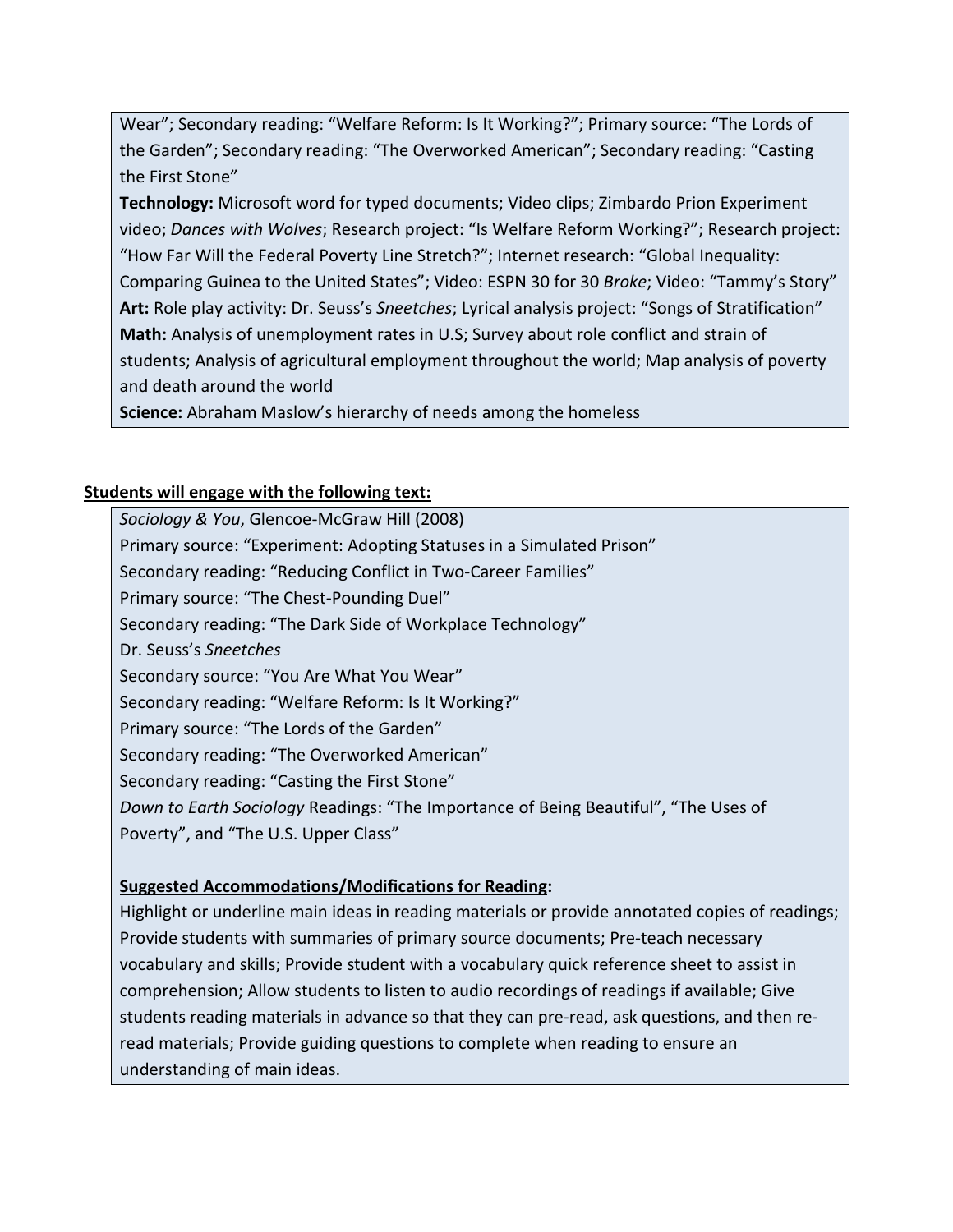Wear"; Secondary reading: "Welfare Reform: Is It Working?"; Primary source: "The Lords of the Garden"; Secondary reading: "The Overworked American"; Secondary reading: "Casting the First Stone"

**Technology:** Microsoft word for typed documents; Video clips; Zimbardo Prion Experiment video; *Dances with Wolves*; Research project: "Is Welfare Reform Working?"; Research project: "How Far Will the Federal Poverty Line Stretch?"; Internet research: "Global Inequality: Comparing Guinea to the United States"; Video: ESPN 30 for 30 *Broke*; Video: "Tammy's Story"

**Art:** Role play activity: Dr. Seuss's *Sneetches*; Lyrical analysis project: "Songs of Stratification"

**Math:** Analysis of unemployment rates in U.S; Survey about role conflict and strain of students; Analysis of agricultural employment throughout the world; Map analysis of poverty and death around the world

**Science:** Abraham Maslow's hierarchy of needs among the homeless

**Students will engage with the following text:**

*Sociology & You*, Glencoe-McGraw Hill (2008)
Primary source: "Experiment: Adopting Statuses in a Simulated Prison"
Secondary reading: "Reducing Conflict in Two-Career Families"
Primary source: "The Chest-Pounding Duel"
Secondary reading: "The Dark Side of Workplace Technology"
Dr. Seuss's *Sneetches*
Secondary source: "You Are What You Wear"
Secondary reading: "Welfare Reform: Is It Working?"
Primary source: "The Lords of the Garden"
Secondary reading: "The Overworked American"
Secondary reading: "Casting the First Stone"
*Down to Earth Sociology* Readings: "The Importance of Being Beautiful", "The Uses of Poverty", and "The U.S. Upper Class"

**Suggested Accommodations/Modifications for Reading:**

Highlight or underline main ideas in reading materials or provide annotated copies of readings; Provide students with summaries of primary source documents; Pre-teach necessary vocabulary and skills; Provide student with a vocabulary quick reference sheet to assist in comprehension; Allow students to listen to audio recordings of readings if available; Give students reading materials in advance so that they can pre-read, ask questions, and then re-read materials; Provide guiding questions to complete when reading to ensure an understanding of main ideas.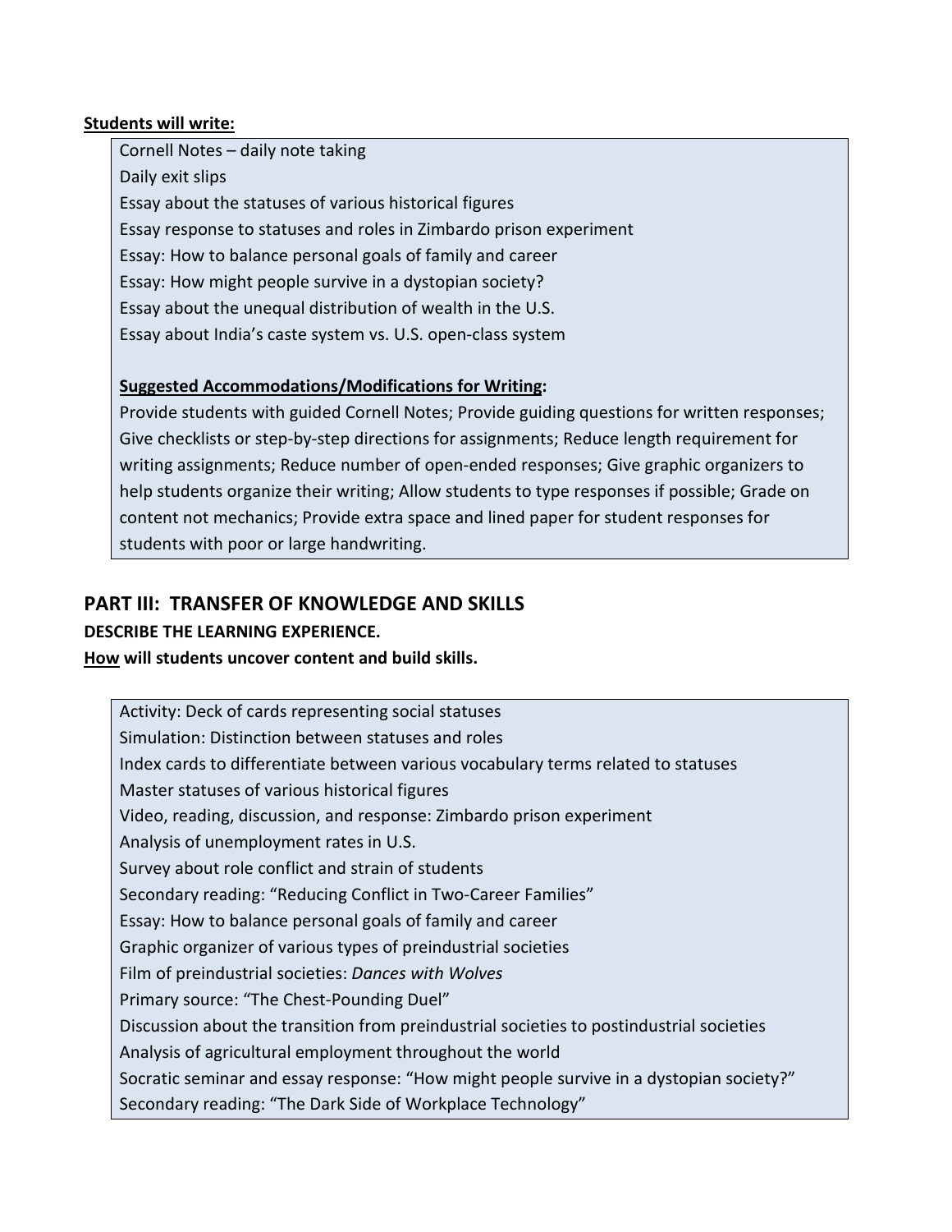**Students will write:**

Cornell Notes – daily note taking
Daily exit slips
Essay about the statuses of various historical figures
Essay response to statuses and roles in Zimbardo prison experiment
Essay: How to balance personal goals of family and career
Essay: How might people survive in a dystopian society?
Essay about the unequal distribution of wealth in the U.S.
Essay about India's caste system vs. U.S. open-class system

**Suggested Accommodations/Modifications for Writing:**
Provide students with guided Cornell Notes; Provide guiding questions for written responses; Give checklists or step-by-step directions for assignments; Reduce length requirement for writing assignments; Reduce number of open-ended responses; Give graphic organizers to help students organize their writing; Allow students to type responses if possible; Grade on content not mechanics; Provide extra space and lined paper for student responses for students with poor or large handwriting.

## PART III: TRANSFER OF KNOWLEDGE AND SKILLS

**DESCRIBE THE LEARNING EXPERIENCE.**

**How will students uncover content and build skills.**

Activity: Deck of cards representing social statuses
Simulation: Distinction between statuses and roles
Index cards to differentiate between various vocabulary terms related to statuses
Master statuses of various historical figures
Video, reading, discussion, and response: Zimbardo prison experiment
Analysis of unemployment rates in U.S.
Survey about role conflict and strain of students
Secondary reading: "Reducing Conflict in Two-Career Families"
Essay: How to balance personal goals of family and career
Graphic organizer of various types of preindustrial societies
Film of preindustrial societies: *Dances with Wolves*
Primary source: "The Chest-Pounding Duel"
Discussion about the transition from preindustrial societies to postindustrial societies
Analysis of agricultural employment throughout the world
Socratic seminar and essay response: "How might people survive in a dystopian society?"
Secondary reading: "The Dark Side of Workplace Technology"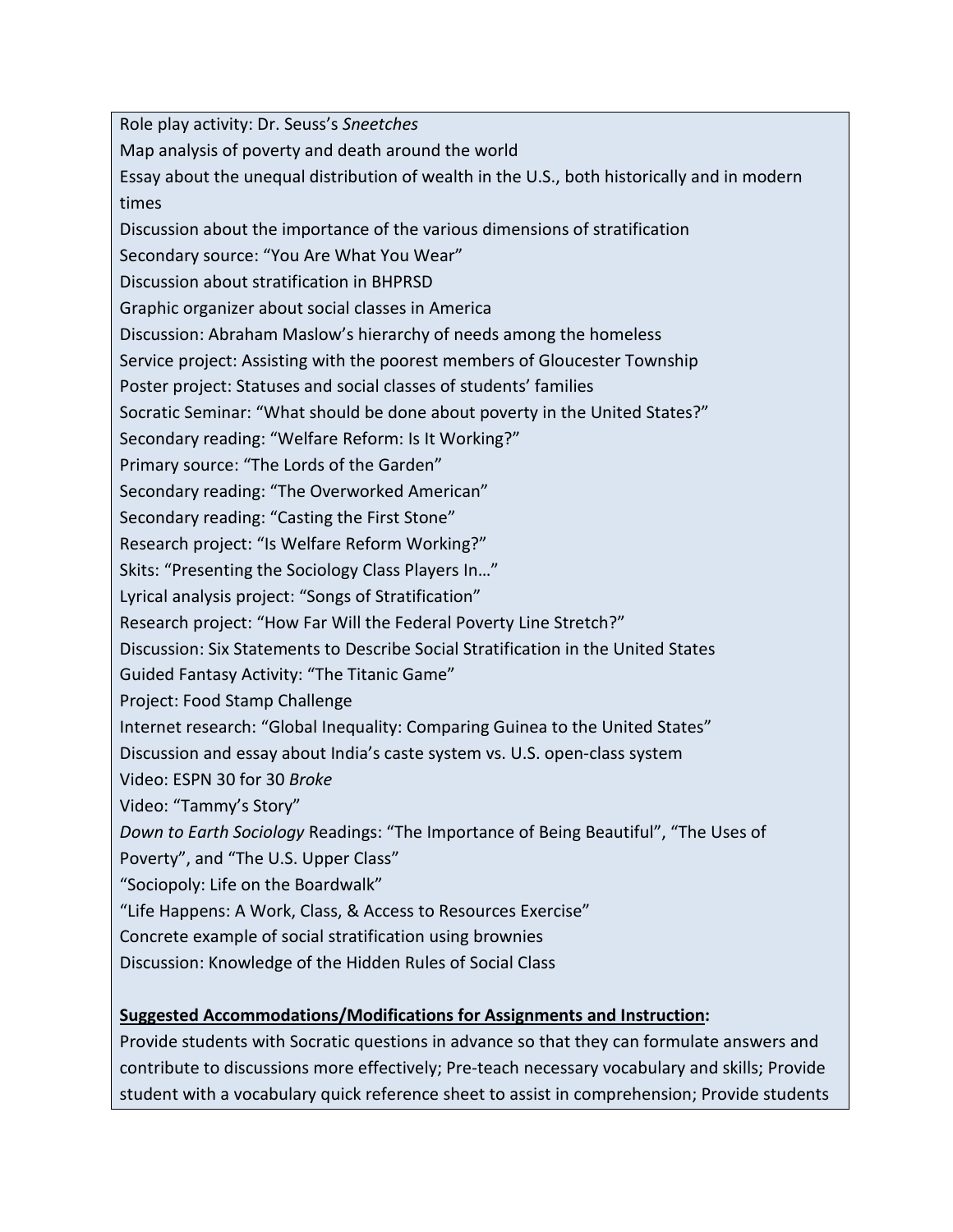Role play activity: Dr. Seuss's *Sneetches*
Map analysis of poverty and death around the world
Essay about the unequal distribution of wealth in the U.S., both historically and in modern times
Discussion about the importance of the various dimensions of stratification
Secondary source: "You Are What You Wear"
Discussion about stratification in BHPRSD
Graphic organizer about social classes in America
Discussion: Abraham Maslow's hierarchy of needs among the homeless
Service project: Assisting with the poorest members of Gloucester Township
Poster project: Statuses and social classes of students' families
Socratic Seminar: "What should be done about poverty in the United States?"
Secondary reading: "Welfare Reform: Is It Working?"
Primary source: "The Lords of the Garden"
Secondary reading: "The Overworked American"
Secondary reading: "Casting the First Stone"
Research project: "Is Welfare Reform Working?"
Skits: "Presenting the Sociology Class Players In…"
Lyrical analysis project: "Songs of Stratification"
Research project: "How Far Will the Federal Poverty Line Stretch?"
Discussion: Six Statements to Describe Social Stratification in the United States
Guided Fantasy Activity: "The Titanic Game"
Project: Food Stamp Challenge
Internet research: "Global Inequality: Comparing Guinea to the United States"
Discussion and essay about India's caste system vs. U.S. open-class system
Video: ESPN 30 for 30 *Broke*
Video: "Tammy's Story"
*Down to Earth Sociology* Readings: "The Importance of Being Beautiful", "The Uses of Poverty", and "The U.S. Upper Class"
"Sociopoly: Life on the Boardwalk"
"Life Happens: A Work, Class, & Access to Resources Exercise"
Concrete example of social stratification using brownies
Discussion: Knowledge of the Hidden Rules of Social Class

**Suggested Accommodations/Modifications for Assignments and Instruction:**
Provide students with Socratic questions in advance so that they can formulate answers and contribute to discussions more effectively; Pre-teach necessary vocabulary and skills; Provide student with a vocabulary quick reference sheet to assist in comprehension; Provide students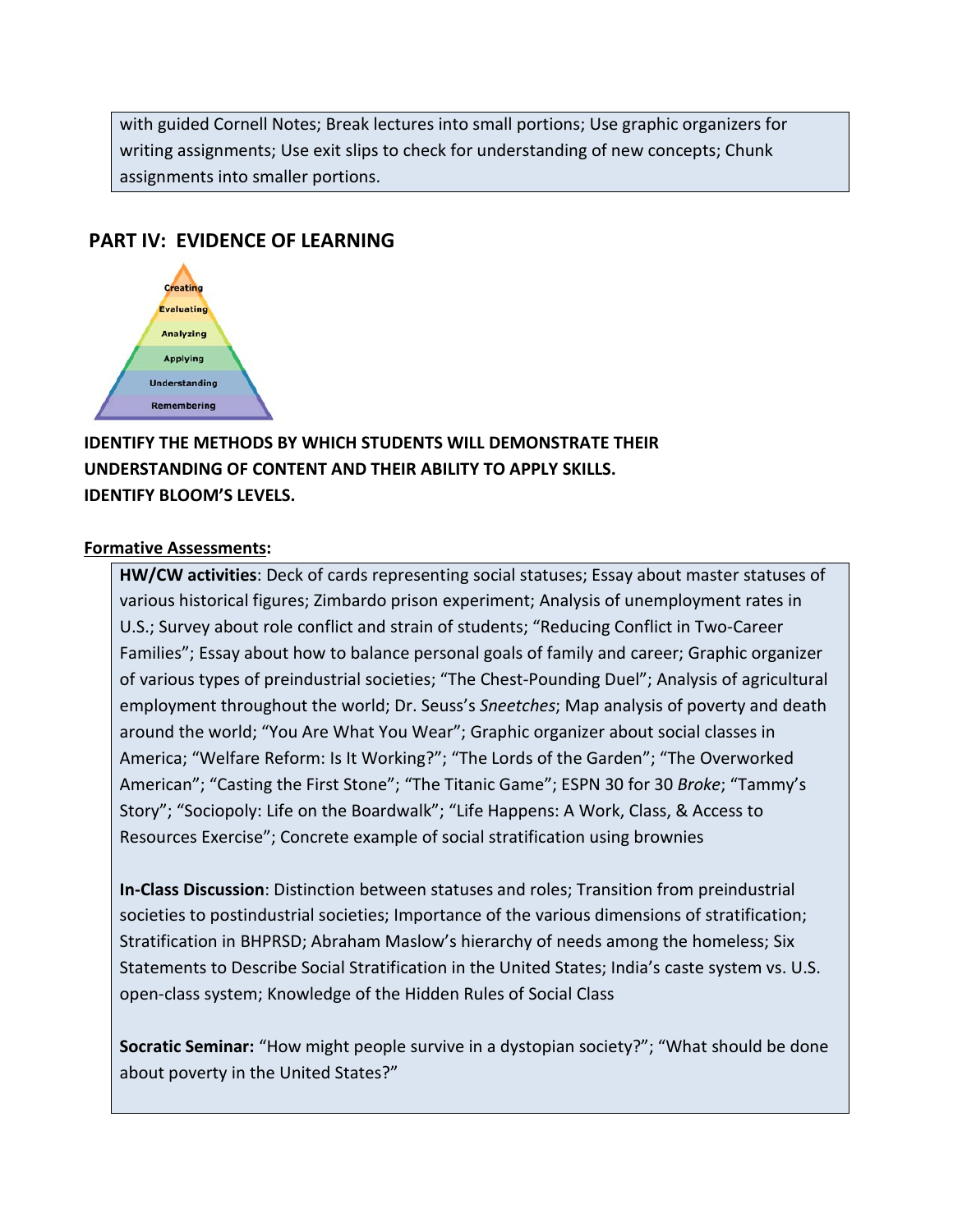with guided Cornell Notes; Break lectures into small portions; Use graphic organizers for writing assignments; Use exit slips to check for understanding of new concepts; Chunk assignments into smaller portions.

## PART IV: EVIDENCE OF LEARNING

Creating
Evaluating
Analyzing
Applying
Understanding
Remembering

**IDENTIFY THE METHODS BY WHICH STUDENTS WILL DEMONSTRATE THEIR UNDERSTANDING OF CONTENT AND THEIR ABILITY TO APPLY SKILLS.**
**IDENTIFY BLOOM'S LEVELS.**

**Formative Assessments:**

**HW/CW activities**: Deck of cards representing social statuses; Essay about master statuses of various historical figures; Zimbardo prison experiment; Analysis of unemployment rates in U.S.; Survey about role conflict and strain of students; "Reducing Conflict in Two-Career Families"; Essay about how to balance personal goals of family and career; Graphic organizer of various types of preindustrial societies; "The Chest-Pounding Duel"; Analysis of agricultural employment throughout the world; Dr. Seuss's *Sneetches*; Map analysis of poverty and death around the world; "You Are What You Wear"; Graphic organizer about social classes in America; "Welfare Reform: Is It Working?"; "The Lords of the Garden"; "The Overworked American"; "Casting the First Stone"; "The Titanic Game"; ESPN 30 for 30 *Broke*; "Tammy's Story"; "Sociopoly: Life on the Boardwalk"; "Life Happens: A Work, Class, & Access to Resources Exercise"; Concrete example of social stratification using brownies

**In-Class Discussion**: Distinction between statuses and roles; Transition from preindustrial societies to postindustrial societies; Importance of the various dimensions of stratification; Stratification in BHPRSD; Abraham Maslow's hierarchy of needs among the homeless; Six Statements to Describe Social Stratification in the United States; India's caste system vs. U.S. open-class system; Knowledge of the Hidden Rules of Social Class

**Socratic Seminar:** "How might people survive in a dystopian society?"; "What should be done about poverty in the United States?"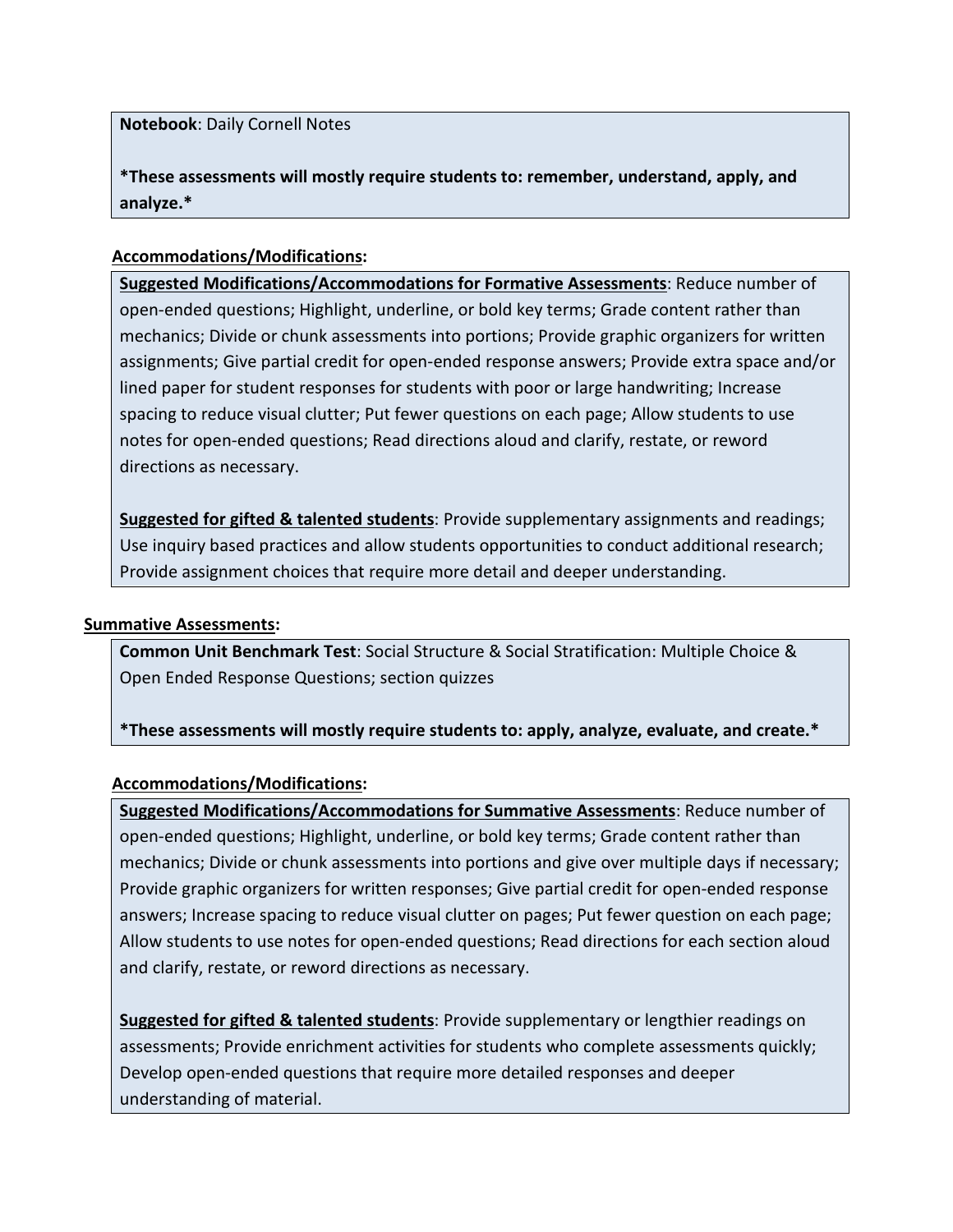**Notebook**: Daily Cornell Notes

**\*These assessments will mostly require students to: remember, understand, apply, and analyze.\***

**Accommodations/Modifications:**

**Suggested Modifications/Accommodations for Formative Assessments**: Reduce number of open-ended questions; Highlight, underline, or bold key terms; Grade content rather than mechanics; Divide or chunk assessments into portions; Provide graphic organizers for written assignments; Give partial credit for open-ended response answers; Provide extra space and/or lined paper for student responses for students with poor or large handwriting; Increase spacing to reduce visual clutter; Put fewer questions on each page; Allow students to use notes for open-ended questions; Read directions aloud and clarify, restate, or reword directions as necessary.

**Suggested for gifted & talented students**: Provide supplementary assignments and readings; Use inquiry based practices and allow students opportunities to conduct additional research; Provide assignment choices that require more detail and deeper understanding.

**Summative Assessments:**

**Common Unit Benchmark Test**: Social Structure & Social Stratification: Multiple Choice & Open Ended Response Questions; section quizzes

**\*These assessments will mostly require students to: apply, analyze, evaluate, and create.\***

**Accommodations/Modifications:**

**Suggested Modifications/Accommodations for Summative Assessments**: Reduce number of open-ended questions; Highlight, underline, or bold key terms; Grade content rather than mechanics; Divide or chunk assessments into portions and give over multiple days if necessary; Provide graphic organizers for written responses; Give partial credit for open-ended response answers; Increase spacing to reduce visual clutter on pages; Put fewer question on each page; Allow students to use notes for open-ended questions; Read directions for each section aloud and clarify, restate, or reword directions as necessary.

**Suggested for gifted & talented students**: Provide supplementary or lengthier readings on assessments; Provide enrichment activities for students who complete assessments quickly; Develop open-ended questions that require more detailed responses and deeper understanding of material.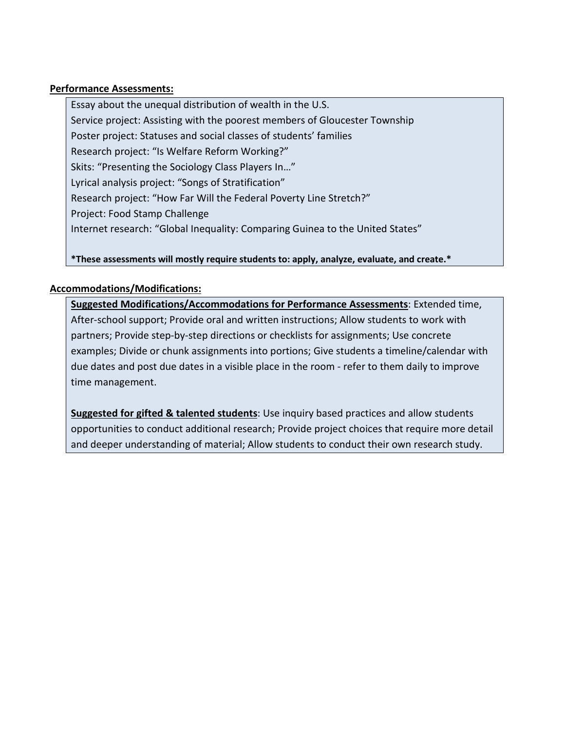**Performance Assessments:**

Essay about the unequal distribution of wealth in the U.S.
Service project: Assisting with the poorest members of Gloucester Township
Poster project: Statuses and social classes of students' families
Research project: "Is Welfare Reform Working?"
Skits: "Presenting the Sociology Class Players In…"
Lyrical analysis project: "Songs of Stratification"
Research project: "How Far Will the Federal Poverty Line Stretch?"
Project: Food Stamp Challenge
Internet research: "Global Inequality: Comparing Guinea to the United States"

***These assessments will mostly require students to: apply, analyze, evaluate, and create.***

**Accommodations/Modifications:**

**Suggested Modifications/Accommodations for Performance Assessments**: Extended time, After-school support; Provide oral and written instructions; Allow students to work with partners; Provide step-by-step directions or checklists for assignments; Use concrete examples; Divide or chunk assignments into portions; Give students a timeline/calendar with due dates and post due dates in a visible place in the room - refer to them daily to improve time management.

**Suggested for gifted & talented students**: Use inquiry based practices and allow students opportunities to conduct additional research; Provide project choices that require more detail and deeper understanding of material; Allow students to conduct their own research study.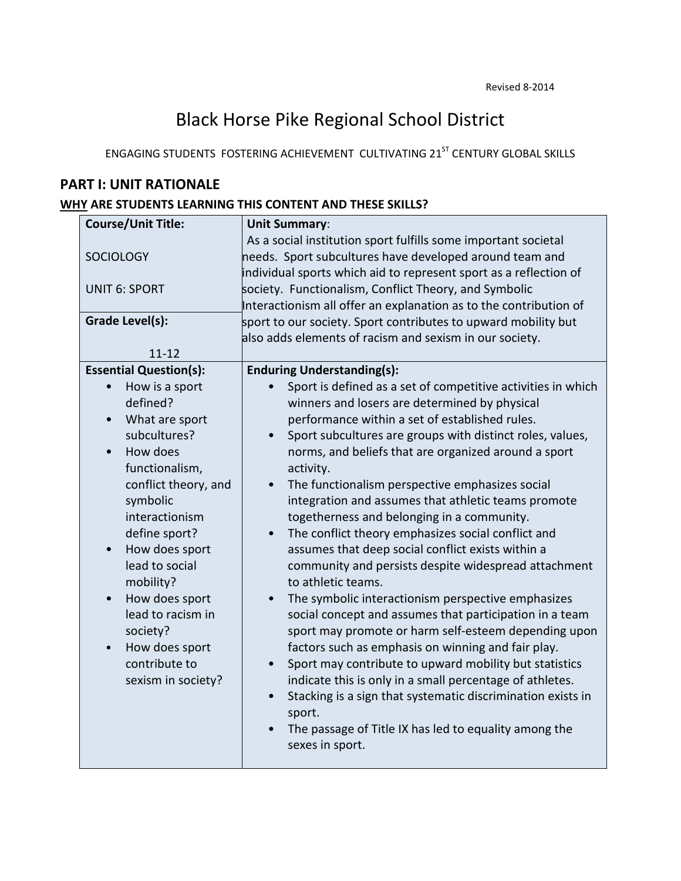Revised 8-2014

# Black Horse Pike Regional School District

ENGAGING STUDENTS FOSTERING ACHIEVEMENT CULTIVATING 21ST CENTURY GLOBAL SKILLS

## PART I: UNIT RATIONALE

### WHY ARE STUDENTS LEARNING THIS CONTENT AND THESE SKILLS?

| Course/Unit Title: | Unit Summary: |
|---|---|
| SOCIOLOGY<br><br>UNIT 6: SPORT<br><br>**Grade Level(s):**<br><br>11-12 | As a social institution sport fulfills some important societal needs. Sport subcultures have developed around team and individual sports which aid to represent sport as a reflection of society. Functionalism, Conflict Theory, and Symbolic Interactionism all offer an explanation as to the contribution of sport to our society. Sport contributes to upward mobility but also adds elements of racism and sexism in our society. |
| **Essential Question(s):** | **Enduring Understanding(s):** |
| • How is a sport defined?<br>• What are sport subcultures?<br>• How does functionalism, conflict theory, and symbolic interactionism define sport?<br>• How does sport lead to social mobility?<br>• How does sport lead to racism in society?<br>• How does sport contribute to sexism in society? | • Sport is defined as a set of competitive activities in which winners and losers are determined by physical performance within a set of established rules.<br>• Sport subcultures are groups with distinct roles, values, norms, and beliefs that are organized around a sport activity.<br>• The functionalism perspective emphasizes social integration and assumes that athletic teams promote togetherness and belonging in a community.<br>• The conflict theory emphasizes social conflict and assumes that deep social conflict exists within a community and persists despite widespread attachment to athletic teams.<br>• The symbolic interactionism perspective emphasizes social concept and assumes that participation in a team sport may promote or harm self-esteem depending upon factors such as emphasis on winning and fair play.<br>• Sport may contribute to upward mobility but statistics indicate this is only in a small percentage of athletes.<br>• Stacking is a sign that systematic discrimination exists in sport.<br>• The passage of Title IX has led to equality among the sexes in sport. |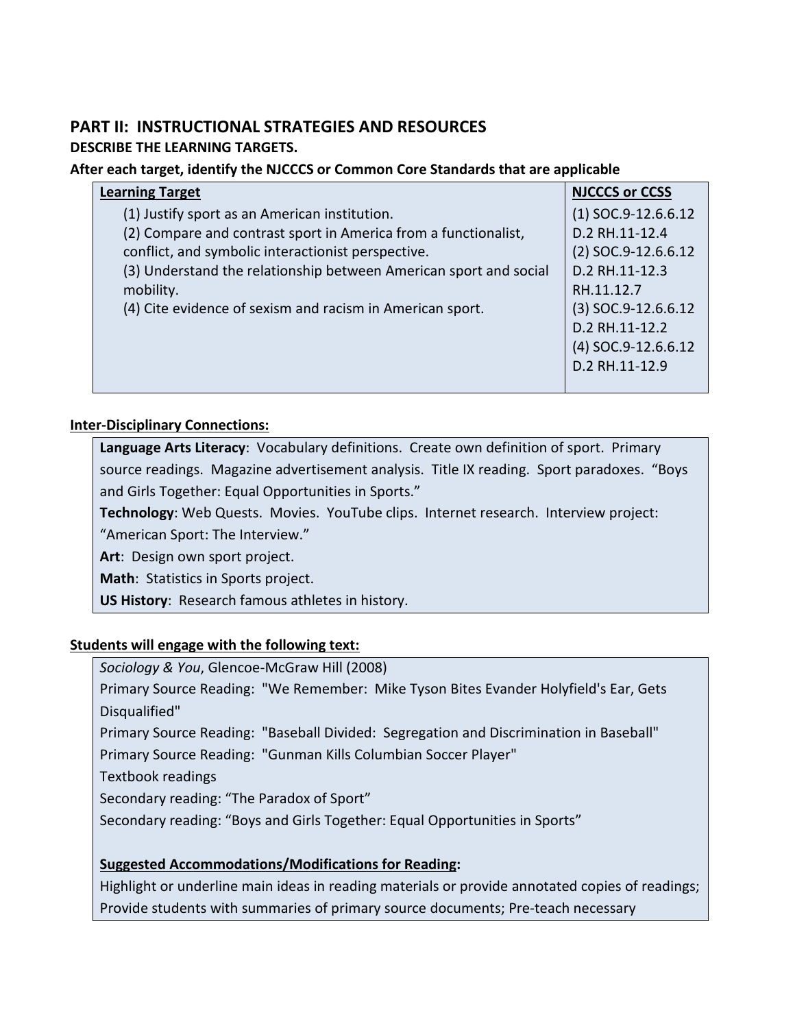## PART II: INSTRUCTIONAL STRATEGIES AND RESOURCES

**DESCRIBE THE LEARNING TARGETS.**

**After each target, identify the NJCCCS or Common Core Standards that are applicable**

| Learning Target | NJCCCS or CCSS |
|---|---|
| (1) Justify sport as an American institution.<br>(2) Compare and contrast sport in America from a functionalist, conflict, and symbolic interactionist perspective.<br>(3) Understand the relationship between American sport and social mobility.<br>(4) Cite evidence of sexism and racism in American sport. | (1) SOC.9-12.6.6.12 D.2 RH.11-12.4<br>(2) SOC.9-12.6.6.12 D.2 RH.11-12.3 RH.11.12.7<br>(3) SOC.9-12.6.6.12 D.2 RH.11-12.2<br>(4) SOC.9-12.6.6.12 D.2 RH.11-12.9 |

**Inter-Disciplinary Connections:**

**Language Arts Literacy**: Vocabulary definitions. Create own definition of sport. Primary source readings. Magazine advertisement analysis. Title IX reading. Sport paradoxes. "Boys and Girls Together: Equal Opportunities in Sports."

**Technology**: Web Quests. Movies. YouTube clips. Internet research. Interview project: "American Sport: The Interview."

**Art**: Design own sport project.

**Math**: Statistics in Sports project.

**US History**: Research famous athletes in history.

**Students will engage with the following text:**

*Sociology & You*, Glencoe-McGraw Hill (2008)

Primary Source Reading: "We Remember: Mike Tyson Bites Evander Holyfield's Ear, Gets Disqualified"

Primary Source Reading: "Baseball Divided: Segregation and Discrimination in Baseball"

Primary Source Reading: "Gunman Kills Columbian Soccer Player"

Textbook readings

Secondary reading: "The Paradox of Sport"

Secondary reading: "Boys and Girls Together: Equal Opportunities in Sports"

**Suggested Accommodations/Modifications for Reading:**

Highlight or underline main ideas in reading materials or provide annotated copies of readings; Provide students with summaries of primary source documents; Pre-teach necessary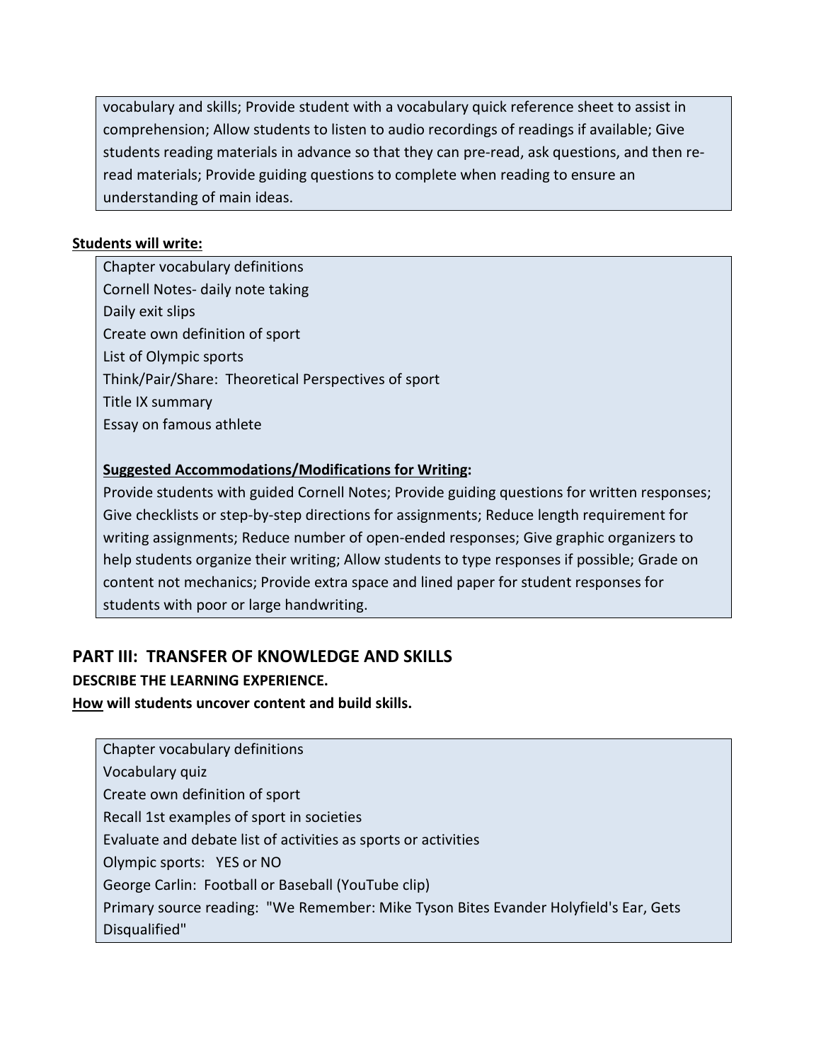vocabulary and skills; Provide student with a vocabulary quick reference sheet to assist in comprehension; Allow students to listen to audio recordings of readings if available; Give students reading materials in advance so that they can pre-read, ask questions, and then re-read materials; Provide guiding questions to complete when reading to ensure an understanding of main ideas.

**Students will write:**

Chapter vocabulary definitions
Cornell Notes- daily note taking
Daily exit slips
Create own definition of sport
List of Olympic sports
Think/Pair/Share: Theoretical Perspectives of sport
Title IX summary
Essay on famous athlete

**Suggested Accommodations/Modifications for Writing:**
Provide students with guided Cornell Notes; Provide guiding questions for written responses; Give checklists or step-by-step directions for assignments; Reduce length requirement for writing assignments; Reduce number of open-ended responses; Give graphic organizers to help students organize their writing; Allow students to type responses if possible; Grade on content not mechanics; Provide extra space and lined paper for student responses for students with poor or large handwriting.

## PART III: TRANSFER OF KNOWLEDGE AND SKILLS

**DESCRIBE THE LEARNING EXPERIENCE.**

**How will students uncover content and build skills.**

Chapter vocabulary definitions
Vocabulary quiz
Create own definition of sport
Recall 1st examples of sport in societies
Evaluate and debate list of activities as sports or activities
Olympic sports: YES or NO
George Carlin: Football or Baseball (YouTube clip)
Primary source reading: "We Remember: Mike Tyson Bites Evander Holyfield's Ear, Gets Disqualified"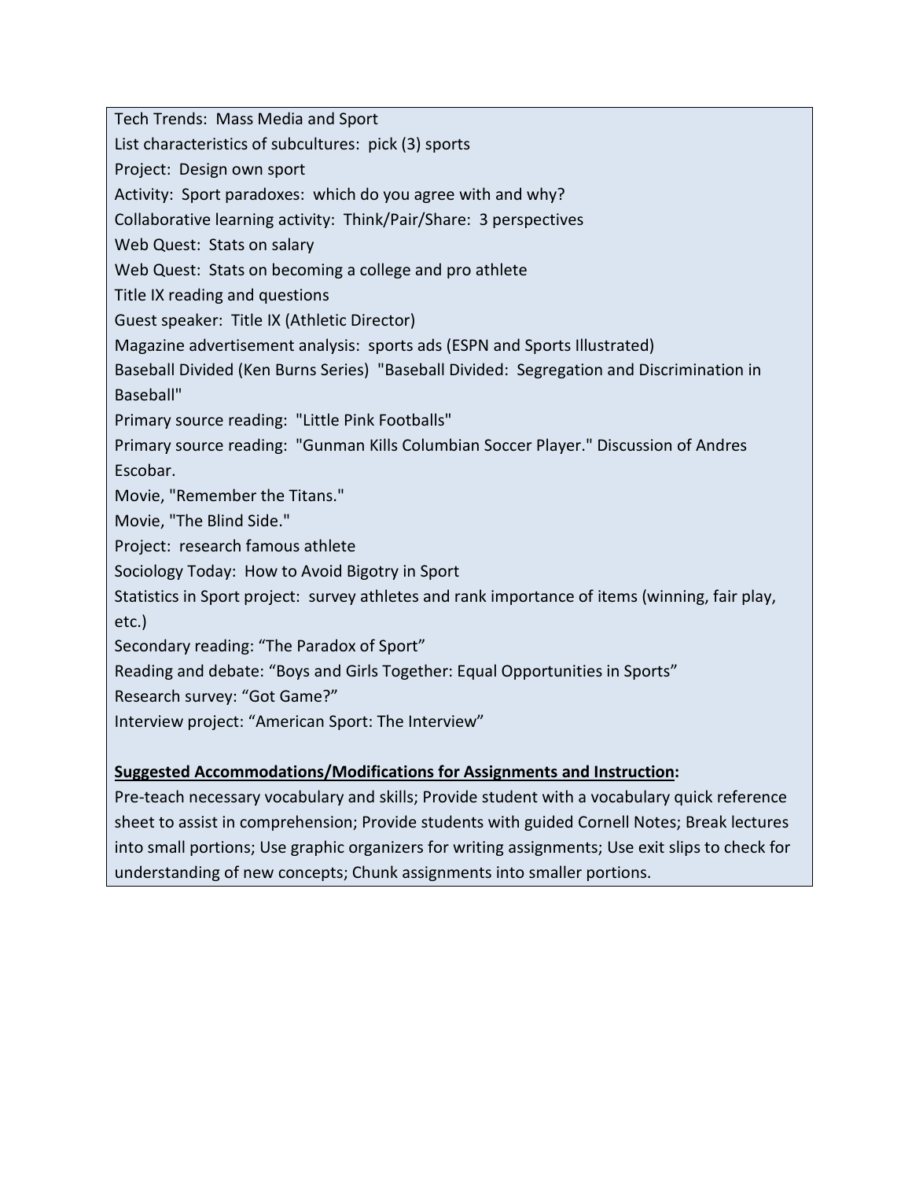Tech Trends: Mass Media and Sport

List characteristics of subcultures: pick (3) sports

Project: Design own sport

Activity: Sport paradoxes: which do you agree with and why?

Collaborative learning activity: Think/Pair/Share: 3 perspectives

Web Quest: Stats on salary

Web Quest: Stats on becoming a college and pro athlete

Title IX reading and questions

Guest speaker: Title IX (Athletic Director)

Magazine advertisement analysis: sports ads (ESPN and Sports Illustrated)

Baseball Divided (Ken Burns Series) "Baseball Divided: Segregation and Discrimination in Baseball"

Primary source reading: "Little Pink Footballs"

Primary source reading: "Gunman Kills Columbian Soccer Player." Discussion of Andres Escobar.

Movie, "Remember the Titans."

Movie, "The Blind Side."

Project: research famous athlete

Sociology Today: How to Avoid Bigotry in Sport

Statistics in Sport project: survey athletes and rank importance of items (winning, fair play, etc.)

Secondary reading: "The Paradox of Sport"

Reading and debate: "Boys and Girls Together: Equal Opportunities in Sports"

Research survey: "Got Game?"

Interview project: "American Sport: The Interview"

**Suggested Accommodations/Modifications for Assignments and Instruction:**

Pre-teach necessary vocabulary and skills; Provide student with a vocabulary quick reference sheet to assist in comprehension; Provide students with guided Cornell Notes; Break lectures into small portions; Use graphic organizers for writing assignments; Use exit slips to check for understanding of new concepts; Chunk assignments into smaller portions.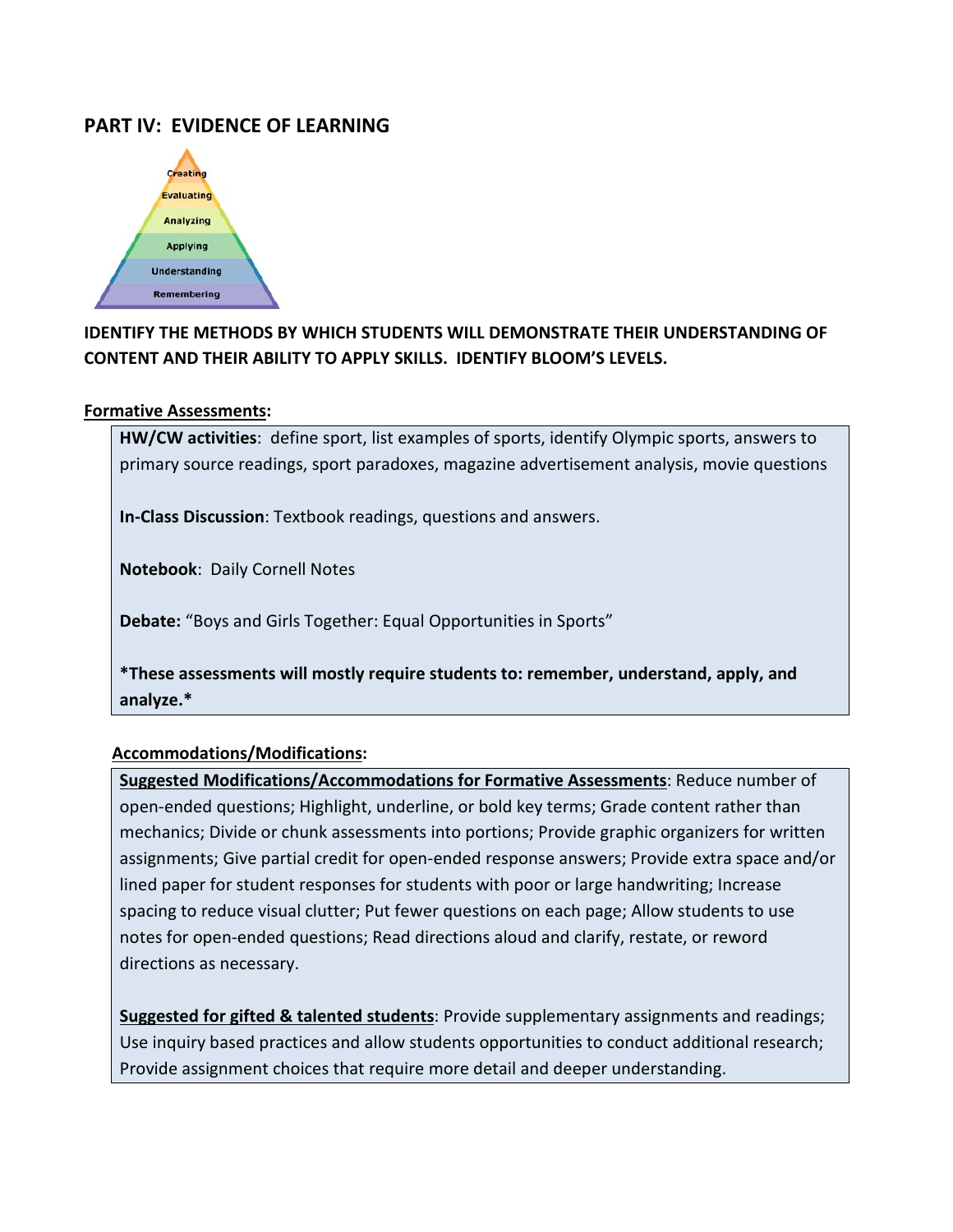## PART IV: EVIDENCE OF LEARNING

**IDENTIFY THE METHODS BY WHICH STUDENTS WILL DEMONSTRATE THEIR UNDERSTANDING OF CONTENT AND THEIR ABILITY TO APPLY SKILLS. IDENTIFY BLOOM'S LEVELS.**

**Formative Assessments:**

**HW/CW activities**: define sport, list examples of sports, identify Olympic sports, answers to primary source readings, sport paradoxes, magazine advertisement analysis, movie questions

**In-Class Discussion**: Textbook readings, questions and answers.

**Notebook**: Daily Cornell Notes

**Debate:** "Boys and Girls Together: Equal Opportunities in Sports"

**\*These assessments will mostly require students to: remember, understand, apply, and analyze.\***

**Accommodations/Modifications:**

**Suggested Modifications/Accommodations for Formative Assessments**: Reduce number of open-ended questions; Highlight, underline, or bold key terms; Grade content rather than mechanics; Divide or chunk assessments into portions; Provide graphic organizers for written assignments; Give partial credit for open-ended response answers; Provide extra space and/or lined paper for student responses for students with poor or large handwriting; Increase spacing to reduce visual clutter; Put fewer questions on each page; Allow students to use notes for open-ended questions; Read directions aloud and clarify, restate, or reword directions as necessary.

**Suggested for gifted & talented students**: Provide supplementary assignments and readings; Use inquiry based practices and allow students opportunities to conduct additional research; Provide assignment choices that require more detail and deeper understanding.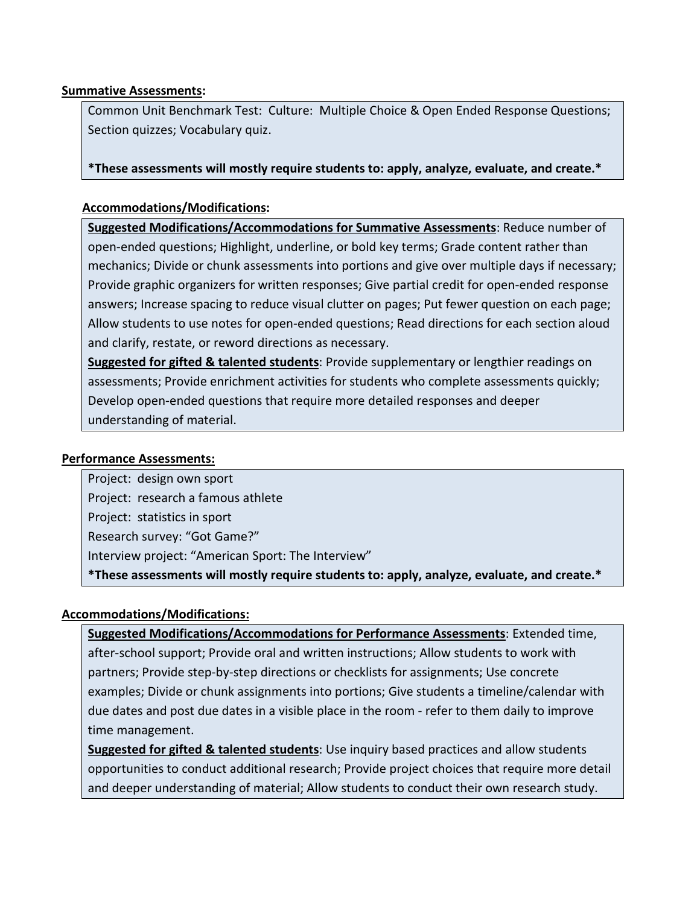**Summative Assessments:**

Common Unit Benchmark Test: Culture: Multiple Choice & Open Ended Response Questions; Section quizzes; Vocabulary quiz.

***These assessments will mostly require students to: apply, analyze, evaluate, and create.***

**Accommodations/Modifications:**

**Suggested Modifications/Accommodations for Summative Assessments**: Reduce number of open-ended questions; Highlight, underline, or bold key terms; Grade content rather than mechanics; Divide or chunk assessments into portions and give over multiple days if necessary; Provide graphic organizers for written responses; Give partial credit for open-ended response answers; Increase spacing to reduce visual clutter on pages; Put fewer question on each page; Allow students to use notes for open-ended questions; Read directions for each section aloud and clarify, restate, or reword directions as necessary.

**Suggested for gifted & talented students**: Provide supplementary or lengthier readings on assessments; Provide enrichment activities for students who complete assessments quickly; Develop open-ended questions that require more detailed responses and deeper understanding of material.

**Performance Assessments:**

Project: design own sport
Project: research a famous athlete
Project: statistics in sport
Research survey: "Got Game?"
Interview project: "American Sport: The Interview"

***These assessments will mostly require students to: apply, analyze, evaluate, and create.***

**Accommodations/Modifications:**

**Suggested Modifications/Accommodations for Performance Assessments**: Extended time, after-school support; Provide oral and written instructions; Allow students to work with partners; Provide step-by-step directions or checklists for assignments; Use concrete examples; Divide or chunk assignments into portions; Give students a timeline/calendar with due dates and post due dates in a visible place in the room - refer to them daily to improve time management.

**Suggested for gifted & talented students**: Use inquiry based practices and allow students opportunities to conduct additional research; Provide project choices that require more detail and deeper understanding of material; Allow students to conduct their own research study.